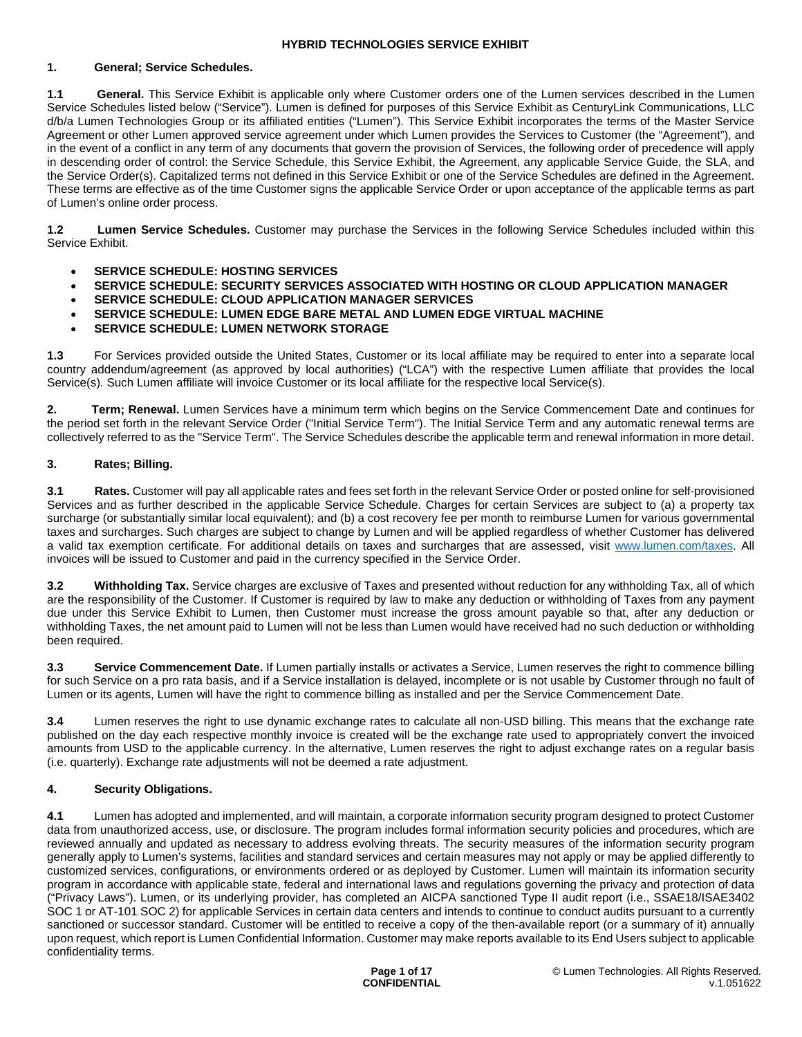# HYBRID TECHNOLOGIES SERVICE EXHIBIT

## 1. General; Service Schedules.

**1.1 General.** This Service Exhibit is applicable only where Customer orders one of the Lumen services described in the Lumen Service Schedules listed below ("Service"). Lumen is defined for purposes of this Service Exhibit as CenturyLink Communications, LLC d/b/a Lumen Technologies Group or its affiliated entities ("Lumen"). This Service Exhibit incorporates the terms of the Master Service Agreement or other Lumen approved service agreement under which Lumen provides the Services to Customer (the "Agreement"), and in the event of a conflict in any term of any documents that govern the provision of Services, the following order of precedence will apply in descending order of control: the Service Schedule, this Service Exhibit, the Agreement, any applicable Service Guide, the SLA, and the Service Order(s). Capitalized terms not defined in this Service Exhibit or one of the Service Schedules are defined in the Agreement. These terms are effective as of the time Customer signs the applicable Service Order or upon acceptance of the applicable terms as part of Lumen's online order process.

**1.2 Lumen Service Schedules.** Customer may purchase the Services in the following Service Schedules included within this Service Exhibit.

- **SERVICE SCHEDULE: HOSTING SERVICES**
- **SERVICE SCHEDULE: SECURITY SERVICES ASSOCIATED WITH HOSTING OR CLOUD APPLICATION MANAGER**
- **SERVICE SCHEDULE: CLOUD APPLICATION MANAGER SERVICES**
- **SERVICE SCHEDULE: LUMEN EDGE BARE METAL AND LUMEN EDGE VIRTUAL MACHINE**
- **SERVICE SCHEDULE: LUMEN NETWORK STORAGE**

**1.3** For Services provided outside the United States, Customer or its local affiliate may be required to enter into a separate local country addendum/agreement (as approved by local authorities) ("LCA") with the respective Lumen affiliate that provides the local Service(s). Such Lumen affiliate will invoice Customer or its local affiliate for the respective local Service(s).

**2. Term; Renewal.** Lumen Services have a minimum term which begins on the Service Commencement Date and continues for the period set forth in the relevant Service Order ("Initial Service Term"). The Initial Service Term and any automatic renewal terms are collectively referred to as the "Service Term". The Service Schedules describe the applicable term and renewal information in more detail.

## 3. Rates; Billing.

**3.1 Rates.** Customer will pay all applicable rates and fees set forth in the relevant Service Order or posted online for self-provisioned Services and as further described in the applicable Service Schedule. Charges for certain Services are subject to (a) a property tax surcharge (or substantially similar local equivalent); and (b) a cost recovery fee per month to reimburse Lumen for various governmental taxes and surcharges. Such charges are subject to change by Lumen and will be applied regardless of whether Customer has delivered a valid tax exemption certificate. For additional details on taxes and surcharges that are assessed, visit www.lumen.com/taxes. All invoices will be issued to Customer and paid in the currency specified in the Service Order.

**3.2 Withholding Tax.** Service charges are exclusive of Taxes and presented without reduction for any withholding Tax, all of which are the responsibility of the Customer. If Customer is required by law to make any deduction or withholding of Taxes from any payment due under this Service Exhibit to Lumen, then Customer must increase the gross amount payable so that, after any deduction or withholding Taxes, the net amount paid to Lumen will not be less than Lumen would have received had no such deduction or withholding been required.

**3.3 Service Commencement Date.** If Lumen partially installs or activates a Service, Lumen reserves the right to commence billing for such Service on a pro rata basis, and if a Service installation is delayed, incomplete or is not usable by Customer through no fault of Lumen or its agents, Lumen will have the right to commence billing as installed and per the Service Commencement Date.

**3.4** Lumen reserves the right to use dynamic exchange rates to calculate all non-USD billing. This means that the exchange rate published on the day each respective monthly invoice is created will be the exchange rate used to appropriately convert the invoiced amounts from USD to the applicable currency. In the alternative, Lumen reserves the right to adjust exchange rates on a regular basis (i.e. quarterly). Exchange rate adjustments will not be deemed a rate adjustment.

## 4. Security Obligations.

**4.1** Lumen has adopted and implemented, and will maintain, a corporate information security program designed to protect Customer data from unauthorized access, use, or disclosure. The program includes formal information security policies and procedures, which are reviewed annually and updated as necessary to address evolving threats. The security measures of the information security program generally apply to Lumen's systems, facilities and standard services and certain measures may not apply or may be applied differently to customized services, configurations, or environments ordered or as deployed by Customer. Lumen will maintain its information security program in accordance with applicable state, federal and international laws and regulations governing the privacy and protection of data ("Privacy Laws"). Lumen, or its underlying provider, has completed an AICPA sanctioned Type II audit report (i.e., SSAE18/ISAE3402 SOC 1 or AT-101 SOC 2) for applicable Services in certain data centers and intends to continue to conduct audits pursuant to a currently sanctioned or successor standard. Customer will be entitled to receive a copy of the then-available report (or a summary of it) annually upon request, which report is Lumen Confidential Information. Customer may make reports available to its End Users subject to applicable confidentiality terms.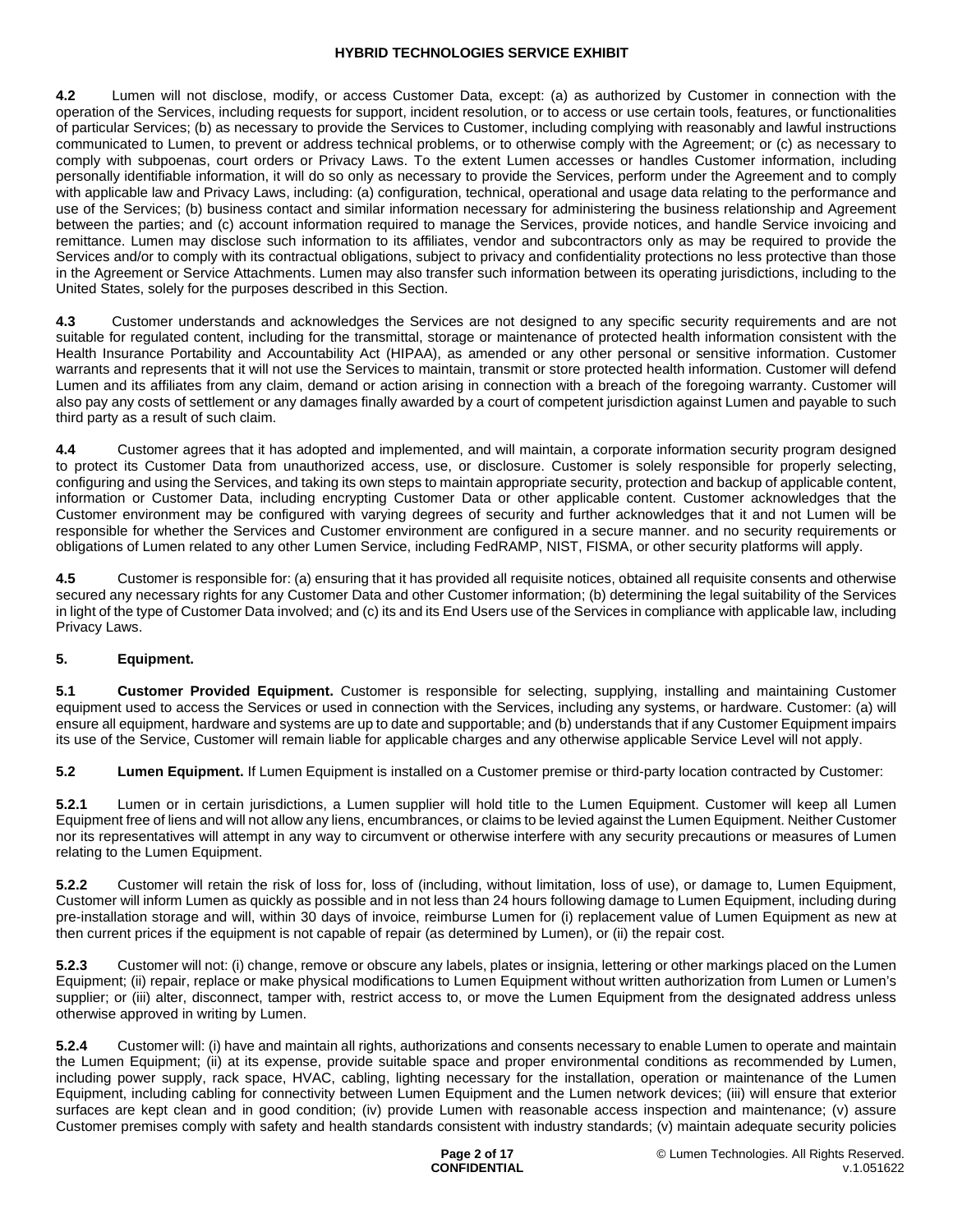**4.2** Lumen will not disclose, modify, or access Customer Data, except: (a) as authorized by Customer in connection with the operation of the Services, including requests for support, incident resolution, or to access or use certain tools, features, or functionalities of particular Services; (b) as necessary to provide the Services to Customer, including complying with reasonably and lawful instructions communicated to Lumen, to prevent or address technical problems, or to otherwise comply with the Agreement; or (c) as necessary to comply with subpoenas, court orders or Privacy Laws. To the extent Lumen accesses or handles Customer information, including personally identifiable information, it will do so only as necessary to provide the Services, perform under the Agreement and to comply with applicable law and Privacy Laws, including: (a) configuration, technical, operational and usage data relating to the performance and use of the Services; (b) business contact and similar information necessary for administering the business relationship and Agreement between the parties; and (c) account information required to manage the Services, provide notices, and handle Service invoicing and remittance. Lumen may disclose such information to its affiliates, vendor and subcontractors only as may be required to provide the Services and/or to comply with its contractual obligations, subject to privacy and confidentiality protections no less protective than those in the Agreement or Service Attachments. Lumen may also transfer such information between its operating jurisdictions, including to the United States, solely for the purposes described in this Section.

**4.3** Customer understands and acknowledges the Services are not designed to any specific security requirements and are not suitable for regulated content, including for the transmittal, storage or maintenance of protected health information consistent with the Health Insurance Portability and Accountability Act (HIPAA), as amended or any other personal or sensitive information. Customer warrants and represents that it will not use the Services to maintain, transmit or store protected health information. Customer will defend Lumen and its affiliates from any claim, demand or action arising in connection with a breach of the foregoing warranty. Customer will also pay any costs of settlement or any damages finally awarded by a court of competent jurisdiction against Lumen and payable to such third party as a result of such claim.

**4.4** Customer agrees that it has adopted and implemented, and will maintain, a corporate information security program designed to protect its Customer Data from unauthorized access, use, or disclosure. Customer is solely responsible for properly selecting, configuring and using the Services, and taking its own steps to maintain appropriate security, protection and backup of applicable content, information or Customer Data, including encrypting Customer Data or other applicable content. Customer acknowledges that the Customer environment may be configured with varying degrees of security and further acknowledges that it and not Lumen will be responsible for whether the Services and Customer environment are configured in a secure manner. and no security requirements or obligations of Lumen related to any other Lumen Service, including FedRAMP, NIST, FISMA, or other security platforms will apply.

**4.5** Customer is responsible for: (a) ensuring that it has provided all requisite notices, obtained all requisite consents and otherwise secured any necessary rights for any Customer Data and other Customer information; (b) determining the legal suitability of the Services in light of the type of Customer Data involved; and (c) its and its End Users use of the Services in compliance with applicable law, including Privacy Laws.

## 5. Equipment.

**5.1 Customer Provided Equipment.** Customer is responsible for selecting, supplying, installing and maintaining Customer equipment used to access the Services or used in connection with the Services, including any systems, or hardware. Customer: (a) will ensure all equipment, hardware and systems are up to date and supportable; and (b) understands that if any Customer Equipment impairs its use of the Service, Customer will remain liable for applicable charges and any otherwise applicable Service Level will not apply.

**5.2 Lumen Equipment.** If Lumen Equipment is installed on a Customer premise or third-party location contracted by Customer:

**5.2.1** Lumen or in certain jurisdictions, a Lumen supplier will hold title to the Lumen Equipment. Customer will keep all Lumen Equipment free of liens and will not allow any liens, encumbrances, or claims to be levied against the Lumen Equipment. Neither Customer nor its representatives will attempt in any way to circumvent or otherwise interfere with any security precautions or measures of Lumen relating to the Lumen Equipment.

**5.2.2** Customer will retain the risk of loss for, loss of (including, without limitation, loss of use), or damage to, Lumen Equipment, Customer will inform Lumen as quickly as possible and in not less than 24 hours following damage to Lumen Equipment, including during pre-installation storage and will, within 30 days of invoice, reimburse Lumen for (i) replacement value of Lumen Equipment as new at then current prices if the equipment is not capable of repair (as determined by Lumen), or (ii) the repair cost.

**5.2.3** Customer will not: (i) change, remove or obscure any labels, plates or insignia, lettering or other markings placed on the Lumen Equipment; (ii) repair, replace or make physical modifications to Lumen Equipment without written authorization from Lumen or Lumen's supplier; or (iii) alter, disconnect, tamper with, restrict access to, or move the Lumen Equipment from the designated address unless otherwise approved in writing by Lumen.

**5.2.4** Customer will: (i) have and maintain all rights, authorizations and consents necessary to enable Lumen to operate and maintain the Lumen Equipment; (ii) at its expense, provide suitable space and proper environmental conditions as recommended by Lumen, including power supply, rack space, HVAC, cabling, lighting necessary for the installation, operation or maintenance of the Lumen Equipment, including cabling for connectivity between Lumen Equipment and the Lumen network devices; (iii) will ensure that exterior surfaces are kept clean and in good condition; (iv) provide Lumen with reasonable access inspection and maintenance; (v) assure Customer premises comply with safety and health standards consistent with industry standards; (v) maintain adequate security policies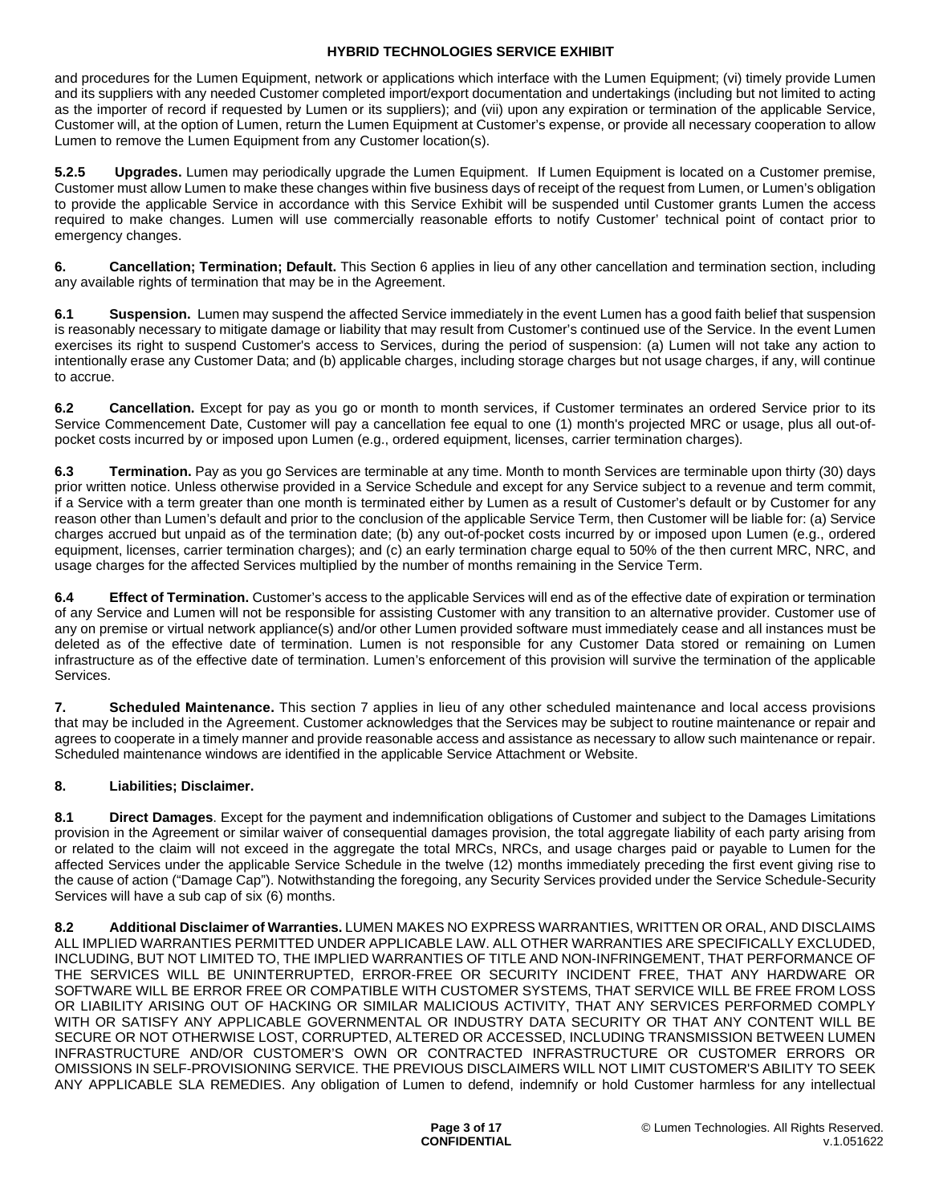and procedures for the Lumen Equipment, network or applications which interface with the Lumen Equipment; (vi) timely provide Lumen and its suppliers with any needed Customer completed import/export documentation and undertakings (including but not limited to acting as the importer of record if requested by Lumen or its suppliers); and (vii) upon any expiration or termination of the applicable Service, Customer will, at the option of Lumen, return the Lumen Equipment at Customer's expense, or provide all necessary cooperation to allow Lumen to remove the Lumen Equipment from any Customer location(s).

**5.2.5 Upgrades.** Lumen may periodically upgrade the Lumen Equipment. If Lumen Equipment is located on a Customer premise, Customer must allow Lumen to make these changes within five business days of receipt of the request from Lumen, or Lumen's obligation to provide the applicable Service in accordance with this Service Exhibit will be suspended until Customer grants Lumen the access required to make changes. Lumen will use commercially reasonable efforts to notify Customer' technical point of contact prior to emergency changes.

**6. Cancellation; Termination; Default.** This Section 6 applies in lieu of any other cancellation and termination section, including any available rights of termination that may be in the Agreement.

**6.1 Suspension.** Lumen may suspend the affected Service immediately in the event Lumen has a good faith belief that suspension is reasonably necessary to mitigate damage or liability that may result from Customer's continued use of the Service. In the event Lumen exercises its right to suspend Customer's access to Services, during the period of suspension: (a) Lumen will not take any action to intentionally erase any Customer Data; and (b) applicable charges, including storage charges but not usage charges, if any, will continue to accrue.

**6.2 Cancellation.** Except for pay as you go or month to month services, if Customer terminates an ordered Service prior to its Service Commencement Date, Customer will pay a cancellation fee equal to one (1) month's projected MRC or usage, plus all out-of-pocket costs incurred by or imposed upon Lumen (e.g., ordered equipment, licenses, carrier termination charges).

**6.3 Termination.** Pay as you go Services are terminable at any time. Month to month Services are terminable upon thirty (30) days prior written notice. Unless otherwise provided in a Service Schedule and except for any Service subject to a revenue and term commit, if a Service with a term greater than one month is terminated either by Lumen as a result of Customer's default or by Customer for any reason other than Lumen's default and prior to the conclusion of the applicable Service Term, then Customer will be liable for: (a) Service charges accrued but unpaid as of the termination date; (b) any out-of-pocket costs incurred by or imposed upon Lumen (e.g., ordered equipment, licenses, carrier termination charges); and (c) an early termination charge equal to 50% of the then current MRC, NRC, and usage charges for the affected Services multiplied by the number of months remaining in the Service Term.

**6.4 Effect of Termination.** Customer's access to the applicable Services will end as of the effective date of expiration or termination of any Service and Lumen will not be responsible for assisting Customer with any transition to an alternative provider. Customer use of any on premise or virtual network appliance(s) and/or other Lumen provided software must immediately cease and all instances must be deleted as of the effective date of termination. Lumen is not responsible for any Customer Data stored or remaining on Lumen infrastructure as of the effective date of termination. Lumen's enforcement of this provision will survive the termination of the applicable Services.

**7. Scheduled Maintenance.** This section 7 applies in lieu of any other scheduled maintenance and local access provisions that may be included in the Agreement. Customer acknowledges that the Services may be subject to routine maintenance or repair and agrees to cooperate in a timely manner and provide reasonable access and assistance as necessary to allow such maintenance or repair. Scheduled maintenance windows are identified in the applicable Service Attachment or Website.

**8. Liabilities; Disclaimer.**

**8.1 Direct Damages**. Except for the payment and indemnification obligations of Customer and subject to the Damages Limitations provision in the Agreement or similar waiver of consequential damages provision, the total aggregate liability of each party arising from or related to the claim will not exceed in the aggregate the total MRCs, NRCs, and usage charges paid or payable to Lumen for the affected Services under the applicable Service Schedule in the twelve (12) months immediately preceding the first event giving rise to the cause of action ("Damage Cap"). Notwithstanding the foregoing, any Security Services provided under the Service Schedule-Security Services will have a sub cap of six (6) months.

**8.2 Additional Disclaimer of Warranties.** LUMEN MAKES NO EXPRESS WARRANTIES, WRITTEN OR ORAL, AND DISCLAIMS ALL IMPLIED WARRANTIES PERMITTED UNDER APPLICABLE LAW. ALL OTHER WARRANTIES ARE SPECIFICALLY EXCLUDED, INCLUDING, BUT NOT LIMITED TO, THE IMPLIED WARRANTIES OF TITLE AND NON-INFRINGEMENT, THAT PERFORMANCE OF THE SERVICES WILL BE UNINTERRUPTED, ERROR-FREE OR SECURITY INCIDENT FREE, THAT ANY HARDWARE OR SOFTWARE WILL BE ERROR FREE OR COMPATIBLE WITH CUSTOMER SYSTEMS, THAT SERVICE WILL BE FREE FROM LOSS OR LIABILITY ARISING OUT OF HACKING OR SIMILAR MALICIOUS ACTIVITY, THAT ANY SERVICES PERFORMED COMPLY WITH OR SATISFY ANY APPLICABLE GOVERNMENTAL OR INDUSTRY DATA SECURITY OR THAT ANY CONTENT WILL BE SECURE OR NOT OTHERWISE LOST, CORRUPTED, ALTERED OR ACCESSED, INCLUDING TRANSMISSION BETWEEN LUMEN INFRASTRUCTURE AND/OR CUSTOMER'S OWN OR CONTRACTED INFRASTRUCTURE OR CUSTOMER ERRORS OR OMISSIONS IN SELF-PROVISIONING SERVICE. THE PREVIOUS DISCLAIMERS WILL NOT LIMIT CUSTOMER'S ABILITY TO SEEK ANY APPLICABLE SLA REMEDIES. Any obligation of Lumen to defend, indemnify or hold Customer harmless for any intellectual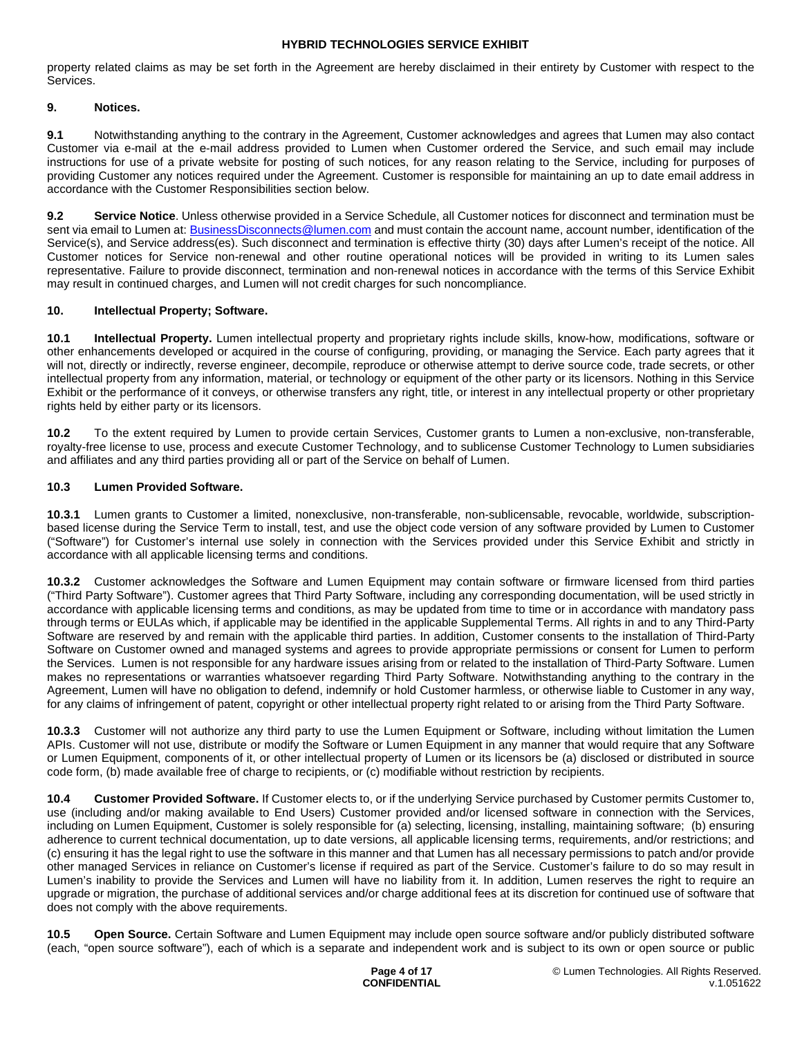property related claims as may be set forth in the Agreement are hereby disclaimed in their entirety by Customer with respect to the Services.

## 9. Notices.

**9.1** Notwithstanding anything to the contrary in the Agreement, Customer acknowledges and agrees that Lumen may also contact Customer via e-mail at the e-mail address provided to Lumen when Customer ordered the Service, and such email may include instructions for use of a private website for posting of such notices, for any reason relating to the Service, including for purposes of providing Customer any notices required under the Agreement. Customer is responsible for maintaining an up to date email address in accordance with the Customer Responsibilities section below.

**9.2 Service Notice**. Unless otherwise provided in a Service Schedule, all Customer notices for disconnect and termination must be sent via email to Lumen at: BusinessDisconnects@lumen.com and must contain the account name, account number, identification of the Service(s), and Service address(es). Such disconnect and termination is effective thirty (30) days after Lumen's receipt of the notice. All Customer notices for Service non-renewal and other routine operational notices will be provided in writing to its Lumen sales representative. Failure to provide disconnect, termination and non-renewal notices in accordance with the terms of this Service Exhibit may result in continued charges, and Lumen will not credit charges for such noncompliance.

## 10. Intellectual Property; Software.

**10.1 Intellectual Property.** Lumen intellectual property and proprietary rights include skills, know-how, modifications, software or other enhancements developed or acquired in the course of configuring, providing, or managing the Service. Each party agrees that it will not, directly or indirectly, reverse engineer, decompile, reproduce or otherwise attempt to derive source code, trade secrets, or other intellectual property from any information, material, or technology or equipment of the other party or its licensors. Nothing in this Service Exhibit or the performance of it conveys, or otherwise transfers any right, title, or interest in any intellectual property or other proprietary rights held by either party or its licensors.

**10.2** To the extent required by Lumen to provide certain Services, Customer grants to Lumen a non-exclusive, non-transferable, royalty-free license to use, process and execute Customer Technology, and to sublicense Customer Technology to Lumen subsidiaries and affiliates and any third parties providing all or part of the Service on behalf of Lumen.

### 10.3 Lumen Provided Software.

**10.3.1** Lumen grants to Customer a limited, nonexclusive, non-transferable, non-sublicensable, revocable, worldwide, subscription-based license during the Service Term to install, test, and use the object code version of any software provided by Lumen to Customer ("Software") for Customer's internal use solely in connection with the Services provided under this Service Exhibit and strictly in accordance with all applicable licensing terms and conditions.

**10.3.2** Customer acknowledges the Software and Lumen Equipment may contain software or firmware licensed from third parties ("Third Party Software"). Customer agrees that Third Party Software, including any corresponding documentation, will be used strictly in accordance with applicable licensing terms and conditions, as may be updated from time to time or in accordance with mandatory pass through terms or EULAs which, if applicable may be identified in the applicable Supplemental Terms. All rights in and to any Third-Party Software are reserved by and remain with the applicable third parties. In addition, Customer consents to the installation of Third-Party Software on Customer owned and managed systems and agrees to provide appropriate permissions or consent for Lumen to perform the Services. Lumen is not responsible for any hardware issues arising from or related to the installation of Third-Party Software. Lumen makes no representations or warranties whatsoever regarding Third Party Software. Notwithstanding anything to the contrary in the Agreement, Lumen will have no obligation to defend, indemnify or hold Customer harmless, or otherwise liable to Customer in any way, for any claims of infringement of patent, copyright or other intellectual property right related to or arising from the Third Party Software.

**10.3.3** Customer will not authorize any third party to use the Lumen Equipment or Software, including without limitation the Lumen APIs. Customer will not use, distribute or modify the Software or Lumen Equipment in any manner that would require that any Software or Lumen Equipment, components of it, or other intellectual property of Lumen or its licensors be (a) disclosed or distributed in source code form, (b) made available free of charge to recipients, or (c) modifiable without restriction by recipients.

**10.4 Customer Provided Software.** If Customer elects to, or if the underlying Service purchased by Customer permits Customer to, use (including and/or making available to End Users) Customer provided and/or licensed software in connection with the Services, including on Lumen Equipment, Customer is solely responsible for (a) selecting, licensing, installing, maintaining software; (b) ensuring adherence to current technical documentation, up to date versions, all applicable licensing terms, requirements, and/or restrictions; and (c) ensuring it has the legal right to use the software in this manner and that Lumen has all necessary permissions to patch and/or provide other managed Services in reliance on Customer's license if required as part of the Service. Customer's failure to do so may result in Lumen's inability to provide the Services and Lumen will have no liability from it. In addition, Lumen reserves the right to require an upgrade or migration, the purchase of additional services and/or charge additional fees at its discretion for continued use of software that does not comply with the above requirements.

**10.5 Open Source.** Certain Software and Lumen Equipment may include open source software and/or publicly distributed software (each, "open source software"), each of which is a separate and independent work and is subject to its own or open source or public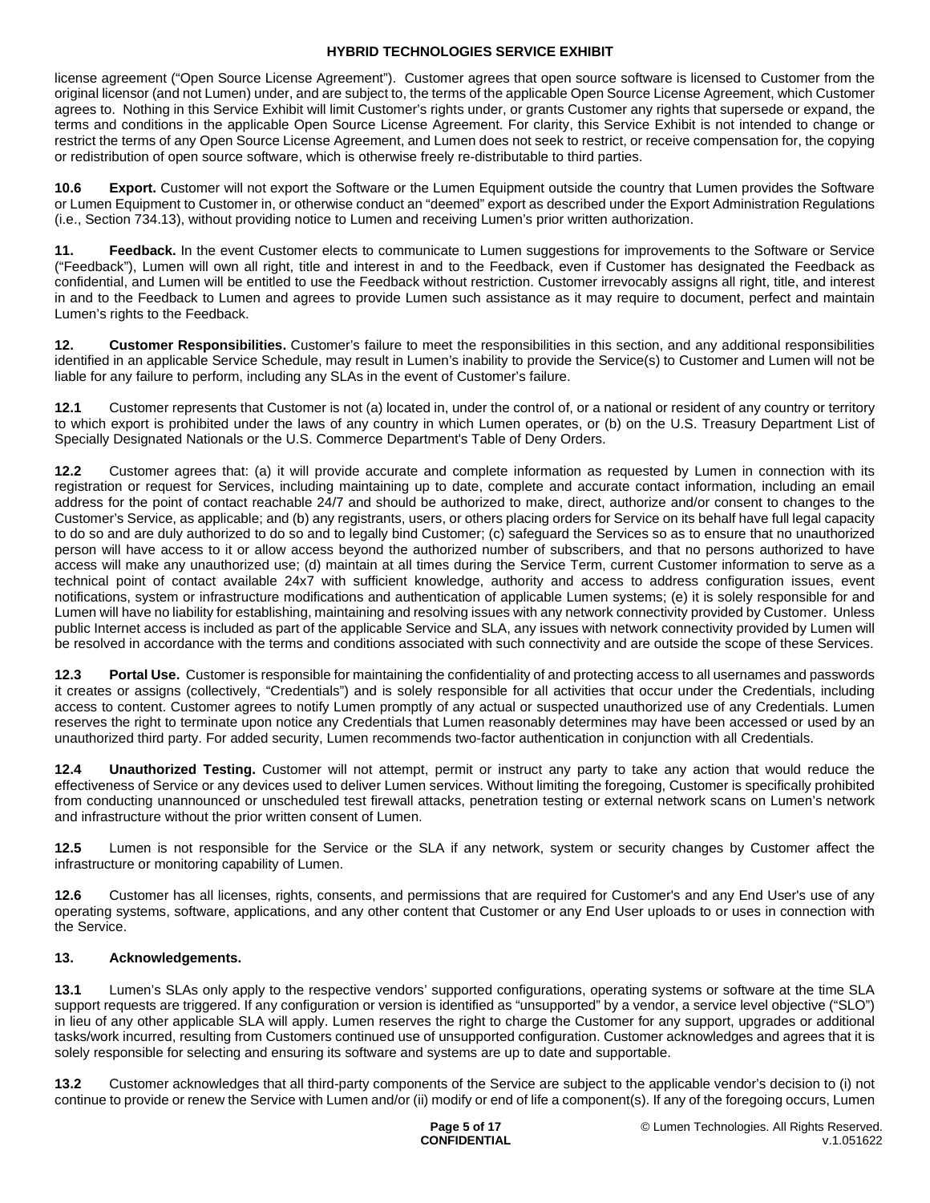license agreement ("Open Source License Agreement"). Customer agrees that open source software is licensed to Customer from the original licensor (and not Lumen) under, and are subject to, the terms of the applicable Open Source License Agreement, which Customer agrees to. Nothing in this Service Exhibit will limit Customer's rights under, or grants Customer any rights that supersede or expand, the terms and conditions in the applicable Open Source License Agreement. For clarity, this Service Exhibit is not intended to change or restrict the terms of any Open Source License Agreement, and Lumen does not seek to restrict, or receive compensation for, the copying or redistribution of open source software, which is otherwise freely re-distributable to third parties.

**10.6 Export.** Customer will not export the Software or the Lumen Equipment outside the country that Lumen provides the Software or Lumen Equipment to Customer in, or otherwise conduct an "deemed" export as described under the Export Administration Regulations (i.e., Section 734.13), without providing notice to Lumen and receiving Lumen's prior written authorization.

**11. Feedback.** In the event Customer elects to communicate to Lumen suggestions for improvements to the Software or Service ("Feedback"), Lumen will own all right, title and interest in and to the Feedback, even if Customer has designated the Feedback as confidential, and Lumen will be entitled to use the Feedback without restriction. Customer irrevocably assigns all right, title, and interest in and to the Feedback to Lumen and agrees to provide Lumen such assistance as it may require to document, perfect and maintain Lumen's rights to the Feedback.

**12. Customer Responsibilities.** Customer's failure to meet the responsibilities in this section, and any additional responsibilities identified in an applicable Service Schedule, may result in Lumen's inability to provide the Service(s) to Customer and Lumen will not be liable for any failure to perform, including any SLAs in the event of Customer's failure.

**12.1** Customer represents that Customer is not (a) located in, under the control of, or a national or resident of any country or territory to which export is prohibited under the laws of any country in which Lumen operates, or (b) on the U.S. Treasury Department List of Specially Designated Nationals or the U.S. Commerce Department's Table of Deny Orders.

**12.2** Customer agrees that: (a) it will provide accurate and complete information as requested by Lumen in connection with its registration or request for Services, including maintaining up to date, complete and accurate contact information, including an email address for the point of contact reachable 24/7 and should be authorized to make, direct, authorize and/or consent to changes to the Customer's Service, as applicable; and (b) any registrants, users, or others placing orders for Service on its behalf have full legal capacity to do so and are duly authorized to do so and to legally bind Customer; (c) safeguard the Services so as to ensure that no unauthorized person will have access to it or allow access beyond the authorized number of subscribers, and that no persons authorized to have access will make any unauthorized use; (d) maintain at all times during the Service Term, current Customer information to serve as a technical point of contact available 24x7 with sufficient knowledge, authority and access to address configuration issues, event notifications, system or infrastructure modifications and authentication of applicable Lumen systems; (e) it is solely responsible for and Lumen will have no liability for establishing, maintaining and resolving issues with any network connectivity provided by Customer. Unless public Internet access is included as part of the applicable Service and SLA, any issues with network connectivity provided by Lumen will be resolved in accordance with the terms and conditions associated with such connectivity and are outside the scope of these Services.

**12.3 Portal Use.** Customer is responsible for maintaining the confidentiality of and protecting access to all usernames and passwords it creates or assigns (collectively, "Credentials") and is solely responsible for all activities that occur under the Credentials, including access to content. Customer agrees to notify Lumen promptly of any actual or suspected unauthorized use of any Credentials. Lumen reserves the right to terminate upon notice any Credentials that Lumen reasonably determines may have been accessed or used by an unauthorized third party. For added security, Lumen recommends two-factor authentication in conjunction with all Credentials.

**12.4 Unauthorized Testing.** Customer will not attempt, permit or instruct any party to take any action that would reduce the effectiveness of Service or any devices used to deliver Lumen services. Without limiting the foregoing, Customer is specifically prohibited from conducting unannounced or unscheduled test firewall attacks, penetration testing or external network scans on Lumen's network and infrastructure without the prior written consent of Lumen.

**12.5** Lumen is not responsible for the Service or the SLA if any network, system or security changes by Customer affect the infrastructure or monitoring capability of Lumen.

**12.6** Customer has all licenses, rights, consents, and permissions that are required for Customer's and any End User's use of any operating systems, software, applications, and any other content that Customer or any End User uploads to or uses in connection with the Service.

**13. Acknowledgements.**

**13.1** Lumen's SLAs only apply to the respective vendors' supported configurations, operating systems or software at the time SLA support requests are triggered. If any configuration or version is identified as "unsupported" by a vendor, a service level objective ("SLO") in lieu of any other applicable SLA will apply. Lumen reserves the right to charge the Customer for any support, upgrades or additional tasks/work incurred, resulting from Customers continued use of unsupported configuration. Customer acknowledges and agrees that it is solely responsible for selecting and ensuring its software and systems are up to date and supportable.

**13.2** Customer acknowledges that all third-party components of the Service are subject to the applicable vendor's decision to (i) not continue to provide or renew the Service with Lumen and/or (ii) modify or end of life a component(s). If any of the foregoing occurs, Lumen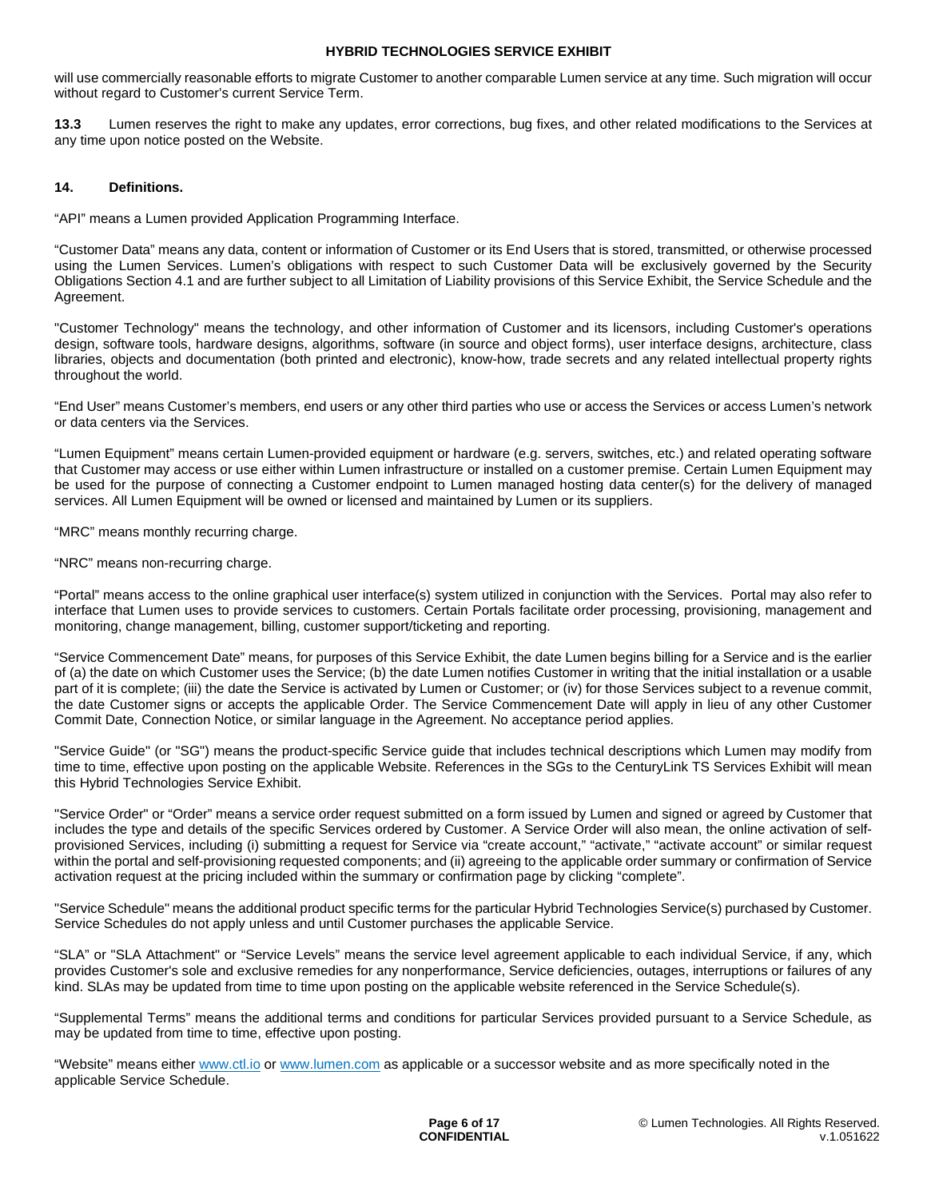will use commercially reasonable efforts to migrate Customer to another comparable Lumen service at any time. Such migration will occur without regard to Customer's current Service Term.

**13.3** Lumen reserves the right to make any updates, error corrections, bug fixes, and other related modifications to the Services at any time upon notice posted on the Website.

## 14. Definitions.

"API" means a Lumen provided Application Programming Interface.

"Customer Data" means any data, content or information of Customer or its End Users that is stored, transmitted, or otherwise processed using the Lumen Services. Lumen's obligations with respect to such Customer Data will be exclusively governed by the Security Obligations Section 4.1 and are further subject to all Limitation of Liability provisions of this Service Exhibit, the Service Schedule and the Agreement.

"Customer Technology" means the technology, and other information of Customer and its licensors, including Customer's operations design, software tools, hardware designs, algorithms, software (in source and object forms), user interface designs, architecture, class libraries, objects and documentation (both printed and electronic), know-how, trade secrets and any related intellectual property rights throughout the world.

"End User" means Customer's members, end users or any other third parties who use or access the Services or access Lumen's network or data centers via the Services.

"Lumen Equipment" means certain Lumen-provided equipment or hardware (e.g. servers, switches, etc.) and related operating software that Customer may access or use either within Lumen infrastructure or installed on a customer premise. Certain Lumen Equipment may be used for the purpose of connecting a Customer endpoint to Lumen managed hosting data center(s) for the delivery of managed services. All Lumen Equipment will be owned or licensed and maintained by Lumen or its suppliers.

"MRC" means monthly recurring charge.

"NRC" means non-recurring charge.

"Portal" means access to the online graphical user interface(s) system utilized in conjunction with the Services. Portal may also refer to interface that Lumen uses to provide services to customers. Certain Portals facilitate order processing, provisioning, management and monitoring, change management, billing, customer support/ticketing and reporting.

"Service Commencement Date" means, for purposes of this Service Exhibit, the date Lumen begins billing for a Service and is the earlier of (a) the date on which Customer uses the Service; (b) the date Lumen notifies Customer in writing that the initial installation or a usable part of it is complete; (iii) the date the Service is activated by Lumen or Customer; or (iv) for those Services subject to a revenue commit, the date Customer signs or accepts the applicable Order. The Service Commencement Date will apply in lieu of any other Customer Commit Date, Connection Notice, or similar language in the Agreement. No acceptance period applies.

"Service Guide" (or "SG") means the product-specific Service guide that includes technical descriptions which Lumen may modify from time to time, effective upon posting on the applicable Website. References in the SGs to the CenturyLink TS Services Exhibit will mean this Hybrid Technologies Service Exhibit.

"Service Order" or "Order" means a service order request submitted on a form issued by Lumen and signed or agreed by Customer that includes the type and details of the specific Services ordered by Customer. A Service Order will also mean, the online activation of self-provisioned Services, including (i) submitting a request for Service via "create account," "activate," "activate account" or similar request within the portal and self-provisioning requested components; and (ii) agreeing to the applicable order summary or confirmation of Service activation request at the pricing included within the summary or confirmation page by clicking "complete".

"Service Schedule" means the additional product specific terms for the particular Hybrid Technologies Service(s) purchased by Customer. Service Schedules do not apply unless and until Customer purchases the applicable Service.

"SLA" or "SLA Attachment" or "Service Levels" means the service level agreement applicable to each individual Service, if any, which provides Customer's sole and exclusive remedies for any nonperformance, Service deficiencies, outages, interruptions or failures of any kind. SLAs may be updated from time to time upon posting on the applicable website referenced in the Service Schedule(s).

"Supplemental Terms" means the additional terms and conditions for particular Services provided pursuant to a Service Schedule, as may be updated from time to time, effective upon posting.

"Website" means either www.ctl.io or www.lumen.com as applicable or a successor website and as more specifically noted in the applicable Service Schedule.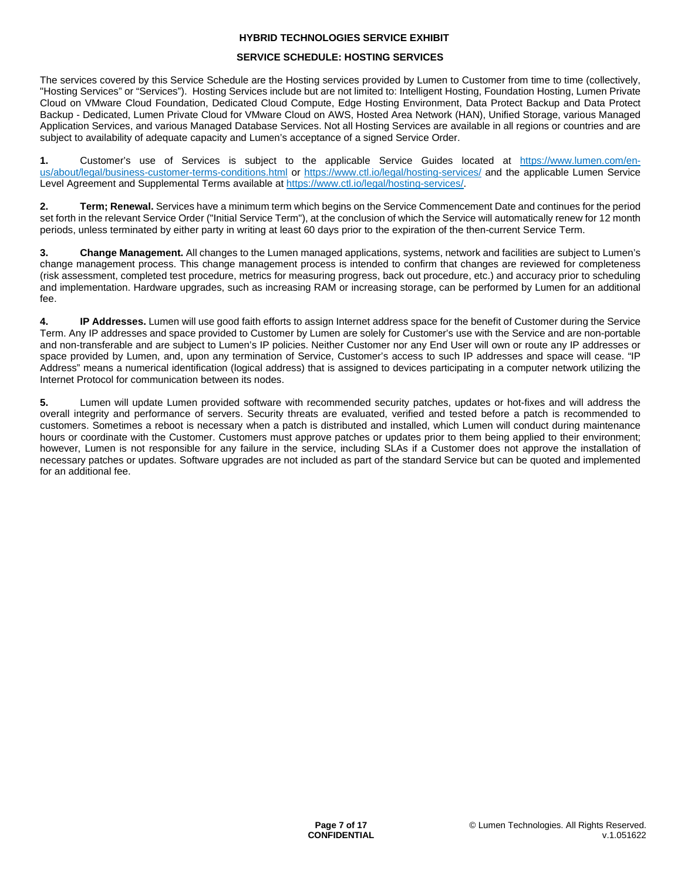# HYBRID TECHNOLOGIES SERVICE EXHIBIT

## SERVICE SCHEDULE: HOSTING SERVICES

The services covered by this Service Schedule are the Hosting services provided by Lumen to Customer from time to time (collectively, "Hosting Services" or "Services"). Hosting Services include but are not limited to: Intelligent Hosting, Foundation Hosting, Lumen Private Cloud on VMware Cloud Foundation, Dedicated Cloud Compute, Edge Hosting Environment, Data Protect Backup and Data Protect Backup - Dedicated, Lumen Private Cloud for VMware Cloud on AWS, Hosted Area Network (HAN), Unified Storage, various Managed Application Services, and various Managed Database Services. Not all Hosting Services are available in all regions or countries and are subject to availability of adequate capacity and Lumen's acceptance of a signed Service Order.

**1.** Customer's use of Services is subject to the applicable Service Guides located at [https://www.lumen.com/en-us/about/legal/business-customer-terms-conditions.html](https://www.lumen.com/en-us/about/legal/business-customer-terms-conditions.html) or [https://www.ctl.io/legal/hosting-services/](https://www.ctl.io/legal/hosting-services/) and the applicable Lumen Service Level Agreement and Supplemental Terms available at [https://www.ctl.io/legal/hosting-services/](https://www.ctl.io/legal/hosting-services/).

**2. Term; Renewal.** Services have a minimum term which begins on the Service Commencement Date and continues for the period set forth in the relevant Service Order ("Initial Service Term"), at the conclusion of which the Service will automatically renew for 12 month periods, unless terminated by either party in writing at least 60 days prior to the expiration of the then-current Service Term.

**3. Change Management.** All changes to the Lumen managed applications, systems, network and facilities are subject to Lumen's change management process. This change management process is intended to confirm that changes are reviewed for completeness (risk assessment, completed test procedure, metrics for measuring progress, back out procedure, etc.) and accuracy prior to scheduling and implementation. Hardware upgrades, such as increasing RAM or increasing storage, can be performed by Lumen for an additional fee.

**4. IP Addresses.** Lumen will use good faith efforts to assign Internet address space for the benefit of Customer during the Service Term. Any IP addresses and space provided to Customer by Lumen are solely for Customer's use with the Service and are non-portable and non-transferable and are subject to Lumen's IP policies. Neither Customer nor any End User will own or route any IP addresses or space provided by Lumen, and, upon any termination of Service, Customer's access to such IP addresses and space will cease. "IP Address" means a numerical identification (logical address) that is assigned to devices participating in a computer network utilizing the Internet Protocol for communication between its nodes.

**5.** Lumen will update Lumen provided software with recommended security patches, updates or hot-fixes and will address the overall integrity and performance of servers. Security threats are evaluated, verified and tested before a patch is recommended to customers. Sometimes a reboot is necessary when a patch is distributed and installed, which Lumen will conduct during maintenance hours or coordinate with the Customer. Customers must approve patches or updates prior to them being applied to their environment; however, Lumen is not responsible for any failure in the service, including SLAs if a Customer does not approve the installation of necessary patches or updates. Software upgrades are not included as part of the standard Service but can be quoted and implemented for an additional fee.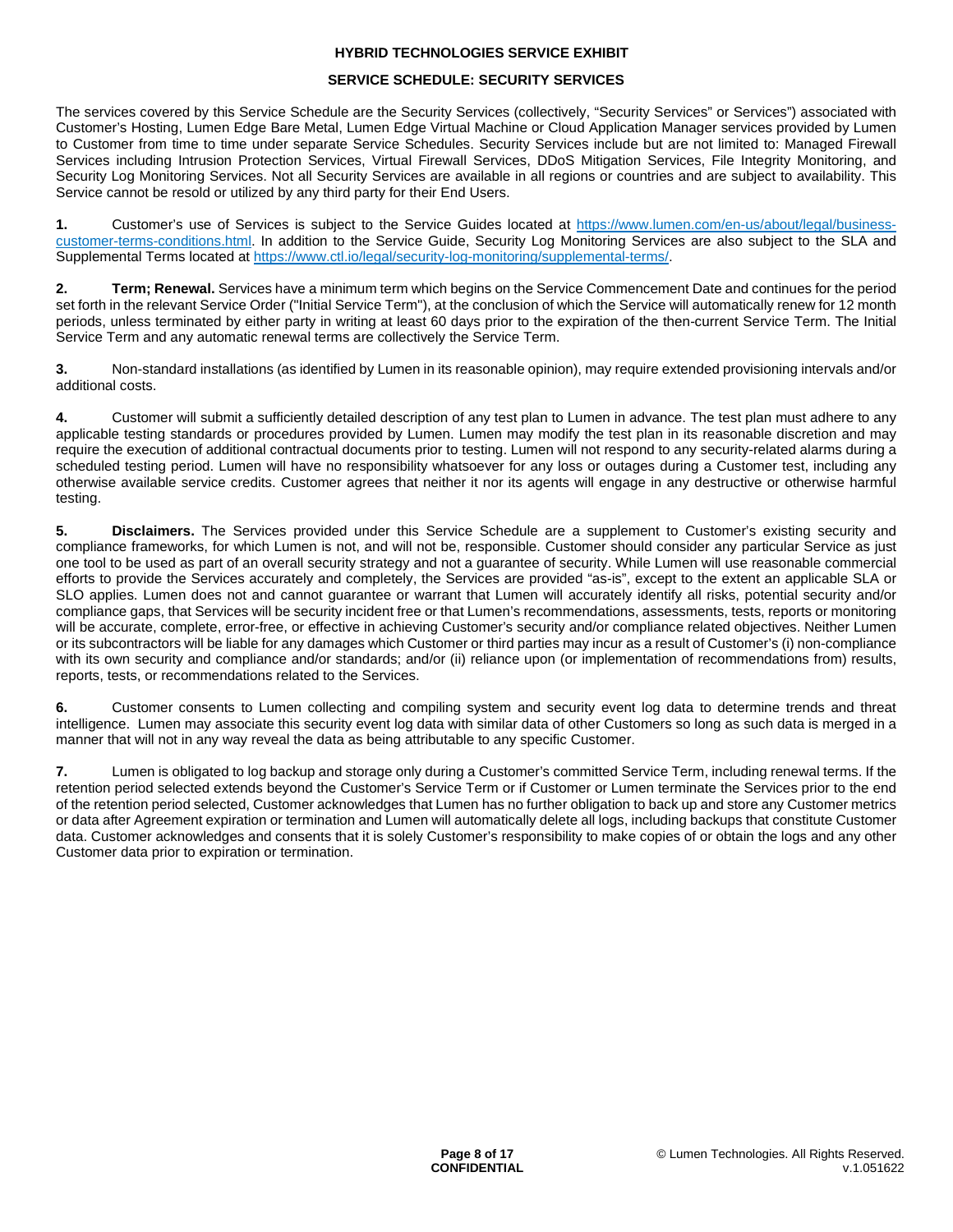# HYBRID TECHNOLOGIES SERVICE EXHIBIT

## SERVICE SCHEDULE: SECURITY SERVICES

The services covered by this Service Schedule are the Security Services (collectively, "Security Services" or Services") associated with Customer's Hosting, Lumen Edge Bare Metal, Lumen Edge Virtual Machine or Cloud Application Manager services provided by Lumen to Customer from time to time under separate Service Schedules. Security Services include but are not limited to: Managed Firewall Services including Intrusion Protection Services, Virtual Firewall Services, DDoS Mitigation Services, File Integrity Monitoring, and Security Log Monitoring Services. Not all Security Services are available in all regions or countries and are subject to availability. This Service cannot be resold or utilized by any third party for their End Users.

**1.** Customer's use of Services is subject to the Service Guides located at [https://www.lumen.com/en-us/about/legal/business-customer-terms-conditions.html](https://www.lumen.com/en-us/about/legal/business-customer-terms-conditions.html). In addition to the Service Guide, Security Log Monitoring Services are also subject to the SLA and Supplemental Terms located at [https://www.ctl.io/legal/security-log-monitoring/supplemental-terms/](https://www.ctl.io/legal/security-log-monitoring/supplemental-terms/).

**2. Term; Renewal.** Services have a minimum term which begins on the Service Commencement Date and continues for the period set forth in the relevant Service Order ("Initial Service Term"), at the conclusion of which the Service will automatically renew for 12 month periods, unless terminated by either party in writing at least 60 days prior to the expiration of the then-current Service Term. The Initial Service Term and any automatic renewal terms are collectively the Service Term.

**3.** Non-standard installations (as identified by Lumen in its reasonable opinion), may require extended provisioning intervals and/or additional costs.

**4.** Customer will submit a sufficiently detailed description of any test plan to Lumen in advance. The test plan must adhere to any applicable testing standards or procedures provided by Lumen. Lumen may modify the test plan in its reasonable discretion and may require the execution of additional contractual documents prior to testing. Lumen will not respond to any security-related alarms during a scheduled testing period. Lumen will have no responsibility whatsoever for any loss or outages during a Customer test, including any otherwise available service credits. Customer agrees that neither it nor its agents will engage in any destructive or otherwise harmful testing.

**5. Disclaimers.** The Services provided under this Service Schedule are a supplement to Customer's existing security and compliance frameworks, for which Lumen is not, and will not be, responsible. Customer should consider any particular Service as just one tool to be used as part of an overall security strategy and not a guarantee of security. While Lumen will use reasonable commercial efforts to provide the Services accurately and completely, the Services are provided "as-is", except to the extent an applicable SLA or SLO applies. Lumen does not and cannot guarantee or warrant that Lumen will accurately identify all risks, potential security and/or compliance gaps, that Services will be security incident free or that Lumen's recommendations, assessments, tests, reports or monitoring will be accurate, complete, error-free, or effective in achieving Customer's security and/or compliance related objectives. Neither Lumen or its subcontractors will be liable for any damages which Customer or third parties may incur as a result of Customer's (i) non-compliance with its own security and compliance and/or standards; and/or (ii) reliance upon (or implementation of recommendations from) results, reports, tests, or recommendations related to the Services.

**6.** Customer consents to Lumen collecting and compiling system and security event log data to determine trends and threat intelligence. Lumen may associate this security event log data with similar data of other Customers so long as such data is merged in a manner that will not in any way reveal the data as being attributable to any specific Customer.

**7.** Lumen is obligated to log backup and storage only during a Customer's committed Service Term, including renewal terms. If the retention period selected extends beyond the Customer's Service Term or if Customer or Lumen terminate the Services prior to the end of the retention period selected, Customer acknowledges that Lumen has no further obligation to back up and store any Customer metrics or data after Agreement expiration or termination and Lumen will automatically delete all logs, including backups that constitute Customer data. Customer acknowledges and consents that it is solely Customer's responsibility to make copies of or obtain the logs and any other Customer data prior to expiration or termination.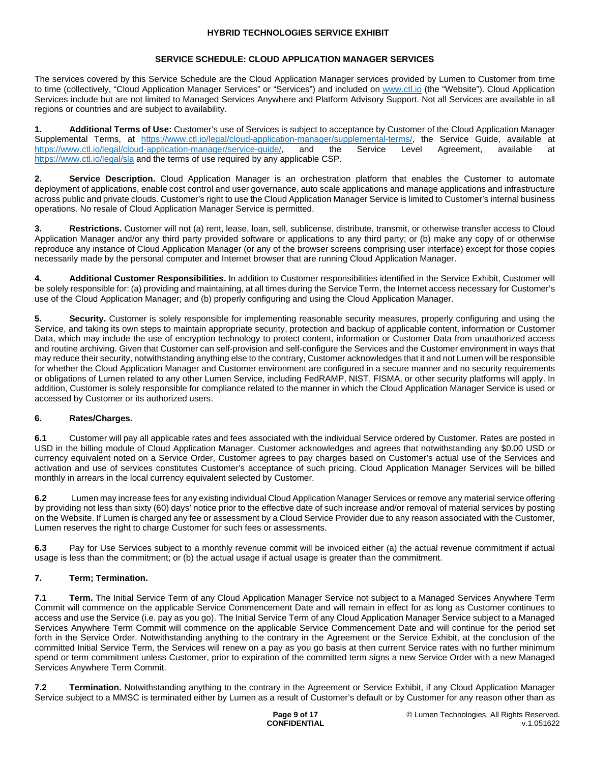## HYBRID TECHNOLOGIES SERVICE EXHIBIT

### SERVICE SCHEDULE: CLOUD APPLICATION MANAGER SERVICES

The services covered by this Service Schedule are the Cloud Application Manager services provided by Lumen to Customer from time to time (collectively, "Cloud Application Manager Services" or "Services") and included on www.ctl.io (the "Website"). Cloud Application Services include but are not limited to Managed Services Anywhere and Platform Advisory Support. Not all Services are available in all regions or countries and are subject to availability.

**1. Additional Terms of Use:** Customer's use of Services is subject to acceptance by Customer of the Cloud Application Manager Supplemental Terms, at https://www.ctl.io/legal/cloud-application-manager/supplemental-terms/, the Service Guide, available at https://www.ctl.io/legal/cloud-application-manager/service-guide/, and the Service Level Agreement, available at https://www.ctl.io/legal/sla and the terms of use required by any applicable CSP.

**2. Service Description.** Cloud Application Manager is an orchestration platform that enables the Customer to automate deployment of applications, enable cost control and user governance, auto scale applications and manage applications and infrastructure across public and private clouds. Customer's right to use the Cloud Application Manager Service is limited to Customer's internal business operations. No resale of Cloud Application Manager Service is permitted.

**3. Restrictions.** Customer will not (a) rent, lease, loan, sell, sublicense, distribute, transmit, or otherwise transfer access to Cloud Application Manager and/or any third party provided software or applications to any third party; or (b) make any copy of or otherwise reproduce any instance of Cloud Application Manager (or any of the browser screens comprising user interface) except for those copies necessarily made by the personal computer and Internet browser that are running Cloud Application Manager.

**4. Additional Customer Responsibilities.** In addition to Customer responsibilities identified in the Service Exhibit, Customer will be solely responsible for: (a) providing and maintaining, at all times during the Service Term, the Internet access necessary for Customer's use of the Cloud Application Manager; and (b) properly configuring and using the Cloud Application Manager.

**5. Security.** Customer is solely responsible for implementing reasonable security measures, properly configuring and using the Service, and taking its own steps to maintain appropriate security, protection and backup of applicable content, information or Customer Data, which may include the use of encryption technology to protect content, information or Customer Data from unauthorized access and routine archiving. Given that Customer can self-provision and self-configure the Services and the Customer environment in ways that may reduce their security, notwithstanding anything else to the contrary, Customer acknowledges that it and not Lumen will be responsible for whether the Cloud Application Manager and Customer environment are configured in a secure manner and no security requirements or obligations of Lumen related to any other Lumen Service, including FedRAMP, NIST, FISMA, or other security platforms will apply. In addition, Customer is solely responsible for compliance related to the manner in which the Cloud Application Manager Service is used or accessed by Customer or its authorized users.

**6. Rates/Charges.**

**6.1** Customer will pay all applicable rates and fees associated with the individual Service ordered by Customer. Rates are posted in USD in the billing module of Cloud Application Manager. Customer acknowledges and agrees that notwithstanding any $0.00 USD or currency equivalent noted on a Service Order, Customer agrees to pay charges based on Customer's actual use of the Services and activation and use of services constitutes Customer's acceptance of such pricing. Cloud Application Manager Services will be billed monthly in arrears in the local currency equivalent selected by Customer.

**6.2** Lumen may increase fees for any existing individual Cloud Application Manager Services or remove any material service offering by providing not less than sixty (60) days' notice prior to the effective date of such increase and/or removal of material services by posting on the Website. If Lumen is charged any fee or assessment by a Cloud Service Provider due to any reason associated with the Customer, Lumen reserves the right to charge Customer for such fees or assessments.

**6.3** Pay for Use Services subject to a monthly revenue commit will be invoiced either (a) the actual revenue commitment if actual usage is less than the commitment; or (b) the actual usage if actual usage is greater than the commitment.

**7. Term; Termination.**

**7.1 Term.** The Initial Service Term of any Cloud Application Manager Service not subject to a Managed Services Anywhere Term Commit will commence on the applicable Service Commencement Date and will remain in effect for as long as Customer continues to access and use the Service (i.e. pay as you go). The Initial Service Term of any Cloud Application Manager Service subject to a Managed Services Anywhere Term Commit will commence on the applicable Service Commencement Date and will continue for the period set forth in the Service Order. Notwithstanding anything to the contrary in the Agreement or the Service Exhibit, at the conclusion of the committed Initial Service Term, the Services will renew on a pay as you go basis at then current Service rates with no further minimum spend or term commitment unless Customer, prior to expiration of the committed term signs a new Service Order with a new Managed Services Anywhere Term Commit.

**7.2 Termination.** Notwithstanding anything to the contrary in the Agreement or Service Exhibit, if any Cloud Application Manager Service subject to a MMSC is terminated either by Lumen as a result of Customer's default or by Customer for any reason other than as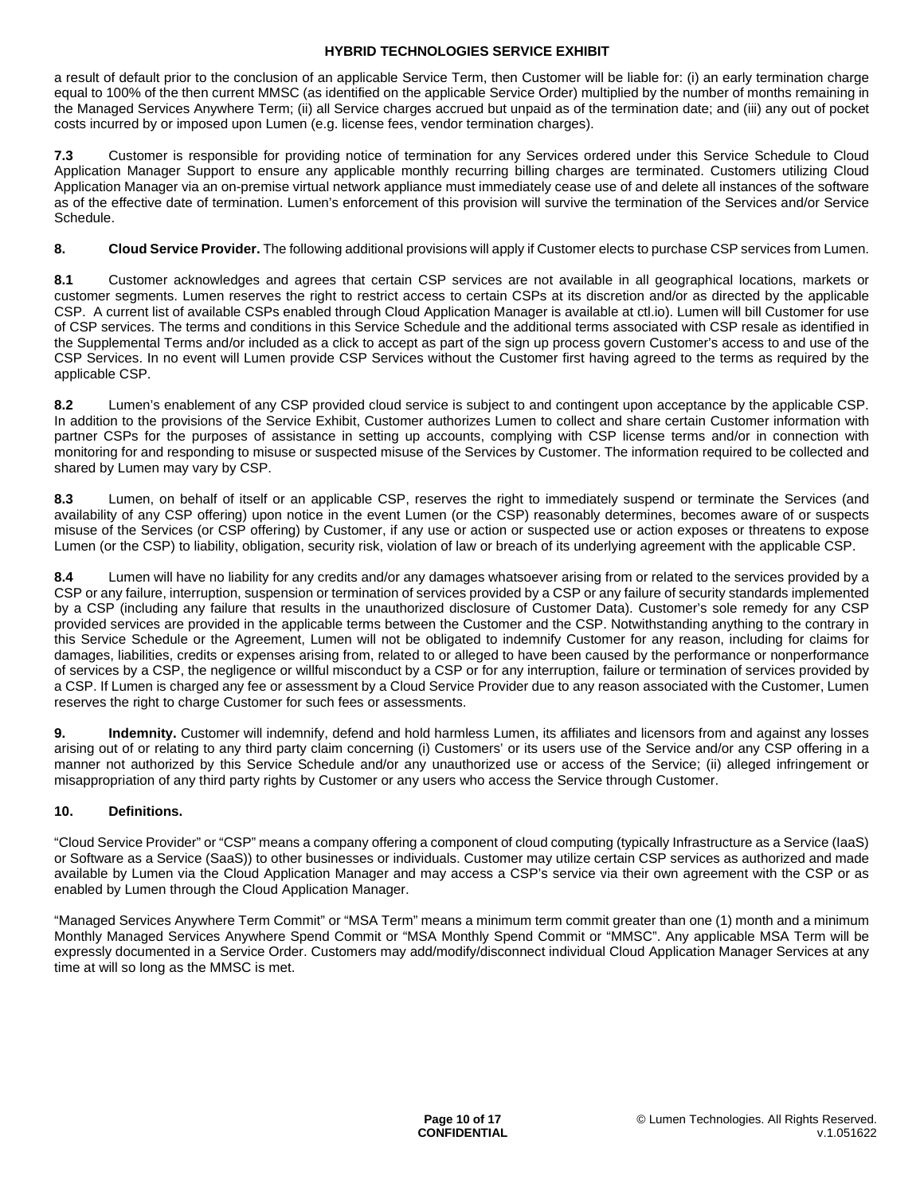a result of default prior to the conclusion of an applicable Service Term, then Customer will be liable for: (i) an early termination charge equal to 100% of the then current MMSC (as identified on the applicable Service Order) multiplied by the number of months remaining in the Managed Services Anywhere Term; (ii) all Service charges accrued but unpaid as of the termination date; and (iii) any out of pocket costs incurred by or imposed upon Lumen (e.g. license fees, vendor termination charges).

**7.3** Customer is responsible for providing notice of termination for any Services ordered under this Service Schedule to Cloud Application Manager Support to ensure any applicable monthly recurring billing charges are terminated. Customers utilizing Cloud Application Manager via an on-premise virtual network appliance must immediately cease use of and delete all instances of the software as of the effective date of termination. Lumen's enforcement of this provision will survive the termination of the Services and/or Service Schedule.

**8. Cloud Service Provider.** The following additional provisions will apply if Customer elects to purchase CSP services from Lumen.

**8.1** Customer acknowledges and agrees that certain CSP services are not available in all geographical locations, markets or customer segments. Lumen reserves the right to restrict access to certain CSPs at its discretion and/or as directed by the applicable CSP. A current list of available CSPs enabled through Cloud Application Manager is available at ctl.io). Lumen will bill Customer for use of CSP services. The terms and conditions in this Service Schedule and the additional terms associated with CSP resale as identified in the Supplemental Terms and/or included as a click to accept as part of the sign up process govern Customer's access to and use of the CSP Services. In no event will Lumen provide CSP Services without the Customer first having agreed to the terms as required by the applicable CSP.

**8.2** Lumen's enablement of any CSP provided cloud service is subject to and contingent upon acceptance by the applicable CSP. In addition to the provisions of the Service Exhibit, Customer authorizes Lumen to collect and share certain Customer information with partner CSPs for the purposes of assistance in setting up accounts, complying with CSP license terms and/or in connection with monitoring for and responding to misuse or suspected misuse of the Services by Customer. The information required to be collected and shared by Lumen may vary by CSP.

**8.3** Lumen, on behalf of itself or an applicable CSP, reserves the right to immediately suspend or terminate the Services (and availability of any CSP offering) upon notice in the event Lumen (or the CSP) reasonably determines, becomes aware of or suspects misuse of the Services (or CSP offering) by Customer, if any use or action or suspected use or action exposes or threatens to expose Lumen (or the CSP) to liability, obligation, security risk, violation of law or breach of its underlying agreement with the applicable CSP.

**8.4** Lumen will have no liability for any credits and/or any damages whatsoever arising from or related to the services provided by a CSP or any failure, interruption, suspension or termination of services provided by a CSP or any failure of security standards implemented by a CSP (including any failure that results in the unauthorized disclosure of Customer Data). Customer's sole remedy for any CSP provided services are provided in the applicable terms between the Customer and the CSP. Notwithstanding anything to the contrary in this Service Schedule or the Agreement, Lumen will not be obligated to indemnify Customer for any reason, including for claims for damages, liabilities, credits or expenses arising from, related to or alleged to have been caused by the performance or nonperformance of services by a CSP, the negligence or willful misconduct by a CSP or for any interruption, failure or termination of services provided by a CSP. If Lumen is charged any fee or assessment by a Cloud Service Provider due to any reason associated with the Customer, Lumen reserves the right to charge Customer for such fees or assessments.

**9. Indemnity.** Customer will indemnify, defend and hold harmless Lumen, its affiliates and licensors from and against any losses arising out of or relating to any third party claim concerning (i) Customers' or its users use of the Service and/or any CSP offering in a manner not authorized by this Service Schedule and/or any unauthorized use or access of the Service; (ii) alleged infringement or misappropriation of any third party rights by Customer or any users who access the Service through Customer.

**10. Definitions.**

"Cloud Service Provider" or "CSP" means a company offering a component of cloud computing (typically Infrastructure as a Service (IaaS) or Software as a Service (SaaS)) to other businesses or individuals. Customer may utilize certain CSP services as authorized and made available by Lumen via the Cloud Application Manager and may access a CSP's service via their own agreement with the CSP or as enabled by Lumen through the Cloud Application Manager.

"Managed Services Anywhere Term Commit" or "MSA Term" means a minimum term commit greater than one (1) month and a minimum Monthly Managed Services Anywhere Spend Commit or "MSA Monthly Spend Commit or "MMSC". Any applicable MSA Term will be expressly documented in a Service Order. Customers may add/modify/disconnect individual Cloud Application Manager Services at any time at will so long as the MMSC is met.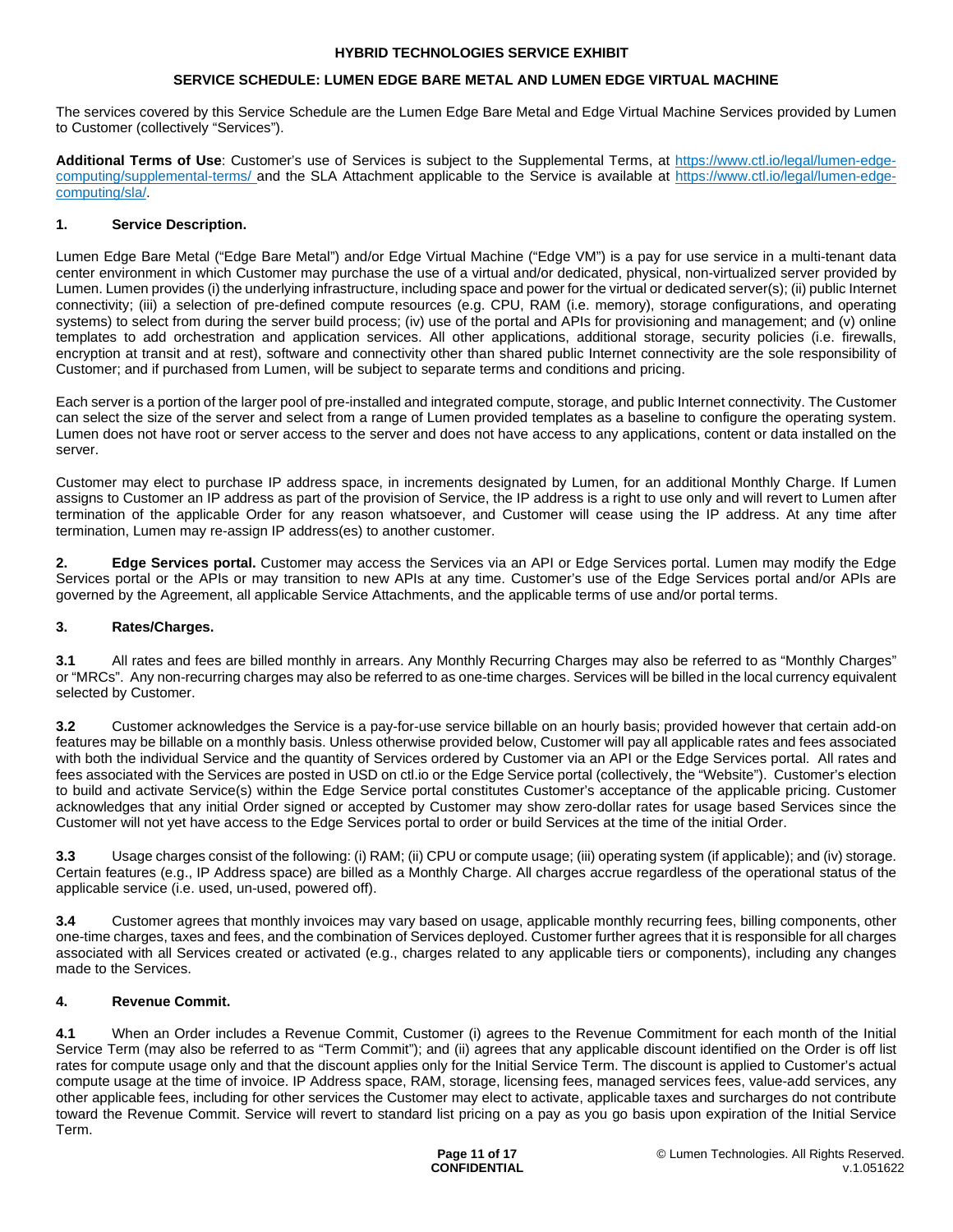**HYBRID TECHNOLOGIES SERVICE EXHIBIT**

**SERVICE SCHEDULE: LUMEN EDGE BARE METAL AND LUMEN EDGE VIRTUAL MACHINE**

The services covered by this Service Schedule are the Lumen Edge Bare Metal and Edge Virtual Machine Services provided by Lumen to Customer (collectively "Services").

**Additional Terms of Use**: Customer's use of Services is subject to the Supplemental Terms, at https://www.ctl.io/legal/lumen-edge-computing/supplemental-terms/ and the SLA Attachment applicable to the Service is available at https://www.ctl.io/legal/lumen-edge-computing/sla/.

**1. Service Description.**

Lumen Edge Bare Metal ("Edge Bare Metal") and/or Edge Virtual Machine ("Edge VM") is a pay for use service in a multi-tenant data center environment in which Customer may purchase the use of a virtual and/or dedicated, physical, non-virtualized server provided by Lumen. Lumen provides (i) the underlying infrastructure, including space and power for the virtual or dedicated server(s); (ii) public Internet connectivity; (iii) a selection of pre-defined compute resources (e.g. CPU, RAM (i.e. memory), storage configurations, and operating systems) to select from during the server build process; (iv) use of the portal and APIs for provisioning and management; and (v) online templates to add orchestration and application services. All other applications, additional storage, security policies (i.e. firewalls, encryption at transit and at rest), software and connectivity other than shared public Internet connectivity are the sole responsibility of Customer; and if purchased from Lumen, will be subject to separate terms and conditions and pricing.

Each server is a portion of the larger pool of pre-installed and integrated compute, storage, and public Internet connectivity. The Customer can select the size of the server and select from a range of Lumen provided templates as a baseline to configure the operating system. Lumen does not have root or server access to the server and does not have access to any applications, content or data installed on the server.

Customer may elect to purchase IP address space, in increments designated by Lumen, for an additional Monthly Charge. If Lumen assigns to Customer an IP address as part of the provision of Service, the IP address is a right to use only and will revert to Lumen after termination of the applicable Order for any reason whatsoever, and Customer will cease using the IP address. At any time after termination, Lumen may re-assign IP address(es) to another customer.

**2. Edge Services portal.** Customer may access the Services via an API or Edge Services portal. Lumen may modify the Edge Services portal or the APIs or may transition to new APIs at any time. Customer's use of the Edge Services portal and/or APIs are governed by the Agreement, all applicable Service Attachments, and the applicable terms of use and/or portal terms.

**3. Rates/Charges.**

**3.1** All rates and fees are billed monthly in arrears. Any Monthly Recurring Charges may also be referred to as "Monthly Charges" or "MRCs". Any non-recurring charges may also be referred to as one-time charges. Services will be billed in the local currency equivalent selected by Customer.

**3.2** Customer acknowledges the Service is a pay-for-use service billable on an hourly basis; provided however that certain add-on features may be billable on a monthly basis. Unless otherwise provided below, Customer will pay all applicable rates and fees associated with both the individual Service and the quantity of Services ordered by Customer via an API or the Edge Services portal. All rates and fees associated with the Services are posted in USD on ctl.io or the Edge Service portal (collectively, the "Website"). Customer's election to build and activate Service(s) within the Edge Service portal constitutes Customer's acceptance of the applicable pricing. Customer acknowledges that any initial Order signed or accepted by Customer may show zero-dollar rates for usage based Services since the Customer will not yet have access to the Edge Services portal to order or build Services at the time of the initial Order.

**3.3** Usage charges consist of the following: (i) RAM; (ii) CPU or compute usage; (iii) operating system (if applicable); and (iv) storage. Certain features (e.g., IP Address space) are billed as a Monthly Charge. All charges accrue regardless of the operational status of the applicable service (i.e. used, un-used, powered off).

**3.4** Customer agrees that monthly invoices may vary based on usage, applicable monthly recurring fees, billing components, other one-time charges, taxes and fees, and the combination of Services deployed. Customer further agrees that it is responsible for all charges associated with all Services created or activated (e.g., charges related to any applicable tiers or components), including any changes made to the Services.

**4. Revenue Commit.**

**4.1** When an Order includes a Revenue Commit, Customer (i) agrees to the Revenue Commitment for each month of the Initial Service Term (may also be referred to as "Term Commit"); and (ii) agrees that any applicable discount identified on the Order is off list rates for compute usage only and that the discount applies only for the Initial Service Term. The discount is applied to Customer's actual compute usage at the time of invoice. IP Address space, RAM, storage, licensing fees, managed services fees, value-add services, any other applicable fees, including for other services the Customer may elect to activate, applicable taxes and surcharges do not contribute toward the Revenue Commit. Service will revert to standard list pricing on a pay as you go basis upon expiration of the Initial Service Term.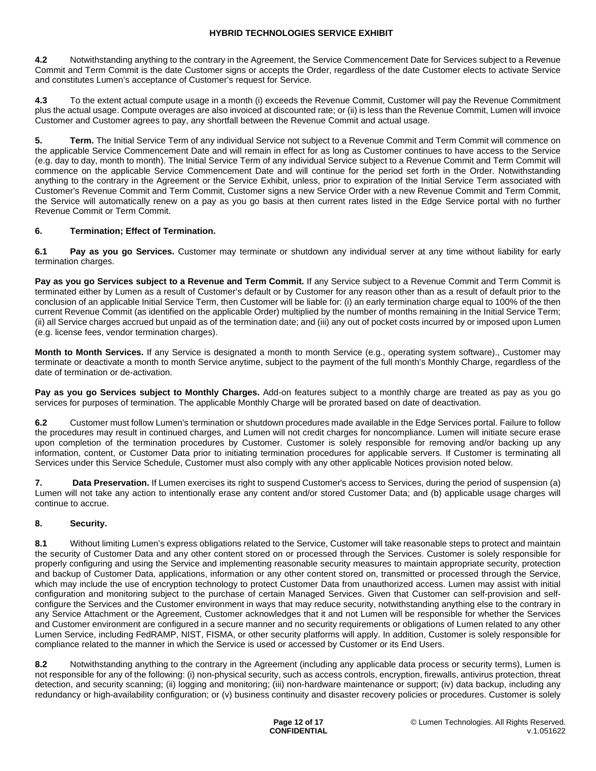**4.2** Notwithstanding anything to the contrary in the Agreement, the Service Commencement Date for Services subject to a Revenue Commit and Term Commit is the date Customer signs or accepts the Order, regardless of the date Customer elects to activate Service and constitutes Lumen's acceptance of Customer's request for Service.

**4.3** To the extent actual compute usage in a month (i) exceeds the Revenue Commit, Customer will pay the Revenue Commitment plus the actual usage. Compute overages are also invoiced at discounted rate; or (ii) is less than the Revenue Commit, Lumen will invoice Customer and Customer agrees to pay, any shortfall between the Revenue Commit and actual usage.

**5. Term.** The Initial Service Term of any individual Service not subject to a Revenue Commit and Term Commit will commence on the applicable Service Commencement Date and will remain in effect for as long as Customer continues to have access to the Service (e.g. day to day, month to month). The Initial Service Term of any individual Service subject to a Revenue Commit and Term Commit will commence on the applicable Service Commencement Date and will continue for the period set forth in the Order. Notwithstanding anything to the contrary in the Agreement or the Service Exhibit, unless, prior to expiration of the Initial Service Term associated with Customer's Revenue Commit and Term Commit, Customer signs a new Service Order with a new Revenue Commit and Term Commit, the Service will automatically renew on a pay as you go basis at then current rates listed in the Edge Service portal with no further Revenue Commit or Term Commit.

**6. Termination; Effect of Termination.**

**6.1 Pay as you go Services.** Customer may terminate or shutdown any individual server at any time without liability for early termination charges.

**Pay as you go Services subject to a Revenue and Term Commit.** If any Service subject to a Revenue Commit and Term Commit is terminated either by Lumen as a result of Customer's default or by Customer for any reason other than as a result of default prior to the conclusion of an applicable Initial Service Term, then Customer will be liable for: (i) an early termination charge equal to 100% of the then current Revenue Commit (as identified on the applicable Order) multiplied by the number of months remaining in the Initial Service Term; (ii) all Service charges accrued but unpaid as of the termination date; and (iii) any out of pocket costs incurred by or imposed upon Lumen (e.g. license fees, vendor termination charges).

**Month to Month Services.** If any Service is designated a month to month Service (e.g., operating system software)., Customer may terminate or deactivate a month to month Service anytime, subject to the payment of the full month's Monthly Charge, regardless of the date of termination or de-activation.

**Pay as you go Services subject to Monthly Charges.** Add-on features subject to a monthly charge are treated as pay as you go services for purposes of termination. The applicable Monthly Charge will be prorated based on date of deactivation.

**6.2** Customer must follow Lumen's termination or shutdown procedures made available in the Edge Services portal. Failure to follow the procedures may result in continued charges, and Lumen will not credit charges for noncompliance. Lumen will initiate secure erase upon completion of the termination procedures by Customer. Customer is solely responsible for removing and/or backing up any information, content, or Customer Data prior to initiating termination procedures for applicable servers. If Customer is terminating all Services under this Service Schedule, Customer must also comply with any other applicable Notices provision noted below.

**7. Data Preservation.** If Lumen exercises its right to suspend Customer's access to Services, during the period of suspension (a) Lumen will not take any action to intentionally erase any content and/or stored Customer Data; and (b) applicable usage charges will continue to accrue.

**8. Security.**

**8.1** Without limiting Lumen's express obligations related to the Service, Customer will take reasonable steps to protect and maintain the security of Customer Data and any other content stored on or processed through the Services. Customer is solely responsible for properly configuring and using the Service and implementing reasonable security measures to maintain appropriate security, protection and backup of Customer Data, applications, information or any other content stored on, transmitted or processed through the Service, which may include the use of encryption technology to protect Customer Data from unauthorized access. Lumen may assist with initial configuration and monitoring subject to the purchase of certain Managed Services. Given that Customer can self-provision and self-configure the Services and the Customer environment in ways that may reduce security, notwithstanding anything else to the contrary in any Service Attachment or the Agreement, Customer acknowledges that it and not Lumen will be responsible for whether the Services and Customer environment are configured in a secure manner and no security requirements or obligations of Lumen related to any other Lumen Service, including FedRAMP, NIST, FISMA, or other security platforms will apply. In addition, Customer is solely responsible for compliance related to the manner in which the Service is used or accessed by Customer or its End Users.

**8.2** Notwithstanding anything to the contrary in the Agreement (including any applicable data process or security terms), Lumen is not responsible for any of the following: (i) non-physical security, such as access controls, encryption, firewalls, antivirus protection, threat detection, and security scanning; (ii) logging and monitoring; (iii) non-hardware maintenance or support; (iv) data backup, including any redundancy or high-availability configuration; or (v) business continuity and disaster recovery policies or procedures. Customer is solely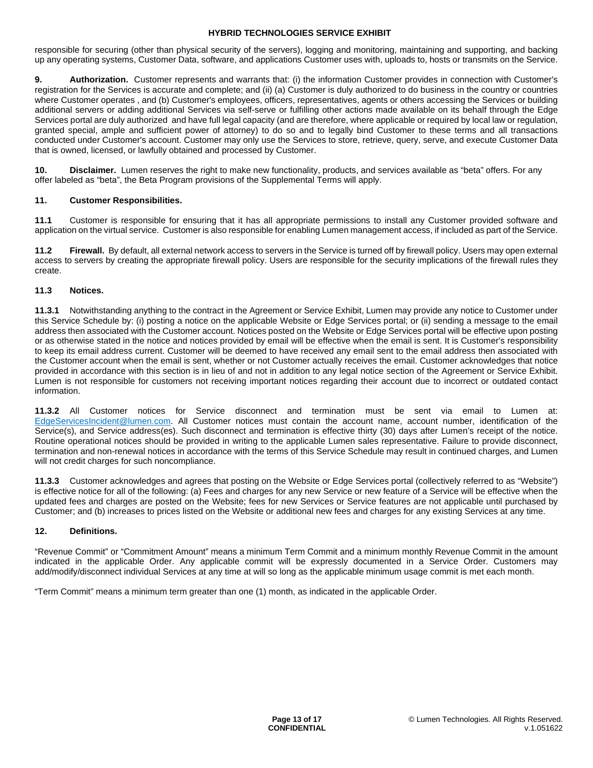responsible for securing (other than physical security of the servers), logging and monitoring, maintaining and supporting, and backing up any operating systems, Customer Data, software, and applications Customer uses with, uploads to, hosts or transmits on the Service.

**9. Authorization.** Customer represents and warrants that: (i) the information Customer provides in connection with Customer's registration for the Services is accurate and complete; and (ii) (a) Customer is duly authorized to do business in the country or countries where Customer operates , and (b) Customer's employees, officers, representatives, agents or others accessing the Services or building additional servers or adding additional Services via self-serve or fulfilling other actions made available on its behalf through the Edge Services portal are duly authorized and have full legal capacity (and are therefore, where applicable or required by local law or regulation, granted special, ample and sufficient power of attorney) to do so and to legally bind Customer to these terms and all transactions conducted under Customer's account. Customer may only use the Services to store, retrieve, query, serve, and execute Customer Data that is owned, licensed, or lawfully obtained and processed by Customer.

**10. Disclaimer.** Lumen reserves the right to make new functionality, products, and services available as "beta" offers. For any offer labeled as "beta", the Beta Program provisions of the Supplemental Terms will apply.

**11. Customer Responsibilities.**

**11.1** Customer is responsible for ensuring that it has all appropriate permissions to install any Customer provided software and application on the virtual service. Customer is also responsible for enabling Lumen management access, if included as part of the Service.

**11.2 Firewall.** By default, all external network access to servers in the Service is turned off by firewall policy. Users may open external access to servers by creating the appropriate firewall policy. Users are responsible for the security implications of the firewall rules they create.

**11.3 Notices.**

**11.3.1** Notwithstanding anything to the contract in the Agreement or Service Exhibit, Lumen may provide any notice to Customer under this Service Schedule by: (i) posting a notice on the applicable Website or Edge Services portal; or (ii) sending a message to the email address then associated with the Customer account. Notices posted on the Website or Edge Services portal will be effective upon posting or as otherwise stated in the notice and notices provided by email will be effective when the email is sent. It is Customer's responsibility to keep its email address current. Customer will be deemed to have received any email sent to the email address then associated with the Customer account when the email is sent, whether or not Customer actually receives the email. Customer acknowledges that notice provided in accordance with this section is in lieu of and not in addition to any legal notice section of the Agreement or Service Exhibit. Lumen is not responsible for customers not receiving important notices regarding their account due to incorrect or outdated contact information.

**11.3.2** All Customer notices for Service disconnect and termination must be sent via email to Lumen at: EdgeServicesIncident@lumen.com. All Customer notices must contain the account name, account number, identification of the Service(s), and Service address(es). Such disconnect and termination is effective thirty (30) days after Lumen's receipt of the notice. Routine operational notices should be provided in writing to the applicable Lumen sales representative. Failure to provide disconnect, termination and non-renewal notices in accordance with the terms of this Service Schedule may result in continued charges, and Lumen will not credit charges for such noncompliance.

**11.3.3** Customer acknowledges and agrees that posting on the Website or Edge Services portal (collectively referred to as "Website") is effective notice for all of the following: (a) Fees and charges for any new Service or new feature of a Service will be effective when the updated fees and charges are posted on the Website; fees for new Services or Service features are not applicable until purchased by Customer; and (b) increases to prices listed on the Website or additional new fees and charges for any existing Services at any time.

**12. Definitions.**

"Revenue Commit" or "Commitment Amount" means a minimum Term Commit and a minimum monthly Revenue Commit in the amount indicated in the applicable Order. Any applicable commit will be expressly documented in a Service Order. Customers may add/modify/disconnect individual Services at any time at will so long as the applicable minimum usage commit is met each month.

"Term Commit" means a minimum term greater than one (1) month, as indicated in the applicable Order.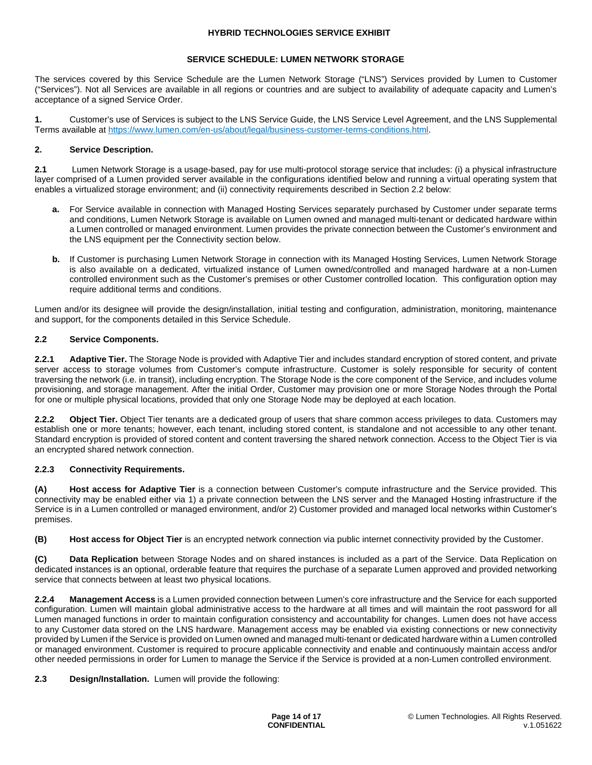**HYBRID TECHNOLOGIES SERVICE EXHIBIT**

**SERVICE SCHEDULE: LUMEN NETWORK STORAGE**

The services covered by this Service Schedule are the Lumen Network Storage ("LNS") Services provided by Lumen to Customer ("Services"). Not all Services are available in all regions or countries and are subject to availability of adequate capacity and Lumen's acceptance of a signed Service Order.

**1.** Customer's use of Services is subject to the LNS Service Guide, the LNS Service Level Agreement, and the LNS Supplemental Terms available at [https://www.lumen.com/en-us/about/legal/business-customer-terms-conditions.html](https://www.lumen.com/en-us/about/legal/business-customer-terms-conditions.html).

**2. Service Description.**

**2.1** Lumen Network Storage is a usage-based, pay for use multi-protocol storage service that includes: (i) a physical infrastructure layer comprised of a Lumen provided server available in the configurations identified below and running a virtual operating system that enables a virtualized storage environment; and (ii) connectivity requirements described in Section 2.2 below:

- **a.** For Service available in connection with Managed Hosting Services separately purchased by Customer under separate terms and conditions, Lumen Network Storage is available on Lumen owned and managed multi-tenant or dedicated hardware within a Lumen controlled or managed environment. Lumen provides the private connection between the Customer's environment and the LNS equipment per the Connectivity section below.
- **b.** If Customer is purchasing Lumen Network Storage in connection with its Managed Hosting Services, Lumen Network Storage is also available on a dedicated, virtualized instance of Lumen owned/controlled and managed hardware at a non-Lumen controlled environment such as the Customer's premises or other Customer controlled location. This configuration option may require additional terms and conditions.

Lumen and/or its designee will provide the design/installation, initial testing and configuration, administration, monitoring, maintenance and support, for the components detailed in this Service Schedule.

**2.2 Service Components.**

**2.2.1 Adaptive Tier.** The Storage Node is provided with Adaptive Tier and includes standard encryption of stored content, and private server access to storage volumes from Customer's compute infrastructure. Customer is solely responsible for security of content traversing the network (i.e. in transit), including encryption. The Storage Node is the core component of the Service, and includes volume provisioning, and storage management. After the initial Order, Customer may provision one or more Storage Nodes through the Portal for one or multiple physical locations, provided that only one Storage Node may be deployed at each location.

**2.2.2 Object Tier.** Object Tier tenants are a dedicated group of users that share common access privileges to data. Customers may establish one or more tenants; however, each tenant, including stored content, is standalone and not accessible to any other tenant. Standard encryption is provided of stored content and content traversing the shared network connection. Access to the Object Tier is via an encrypted shared network connection.

**2.2.3 Connectivity Requirements.**

**(A) Host access for Adaptive Tier** is a connection between Customer's compute infrastructure and the Service provided. This connectivity may be enabled either via 1) a private connection between the LNS server and the Managed Hosting infrastructure if the Service is in a Lumen controlled or managed environment, and/or 2) Customer provided and managed local networks within Customer's premises.

**(B) Host access for Object Tier** is an encrypted network connection via public internet connectivity provided by the Customer.

**(C) Data Replication** between Storage Nodes and on shared instances is included as a part of the Service. Data Replication on dedicated instances is an optional, orderable feature that requires the purchase of a separate Lumen approved and provided networking service that connects between at least two physical locations.

**2.2.4 Management Access** is a Lumen provided connection between Lumen's core infrastructure and the Service for each supported configuration. Lumen will maintain global administrative access to the hardware at all times and will maintain the root password for all Lumen managed functions in order to maintain configuration consistency and accountability for changes. Lumen does not have access to any Customer data stored on the LNS hardware. Management access may be enabled via existing connections or new connectivity provided by Lumen if the Service is provided on Lumen owned and managed multi-tenant or dedicated hardware within a Lumen controlled or managed environment. Customer is required to procure applicable connectivity and enable and continuously maintain access and/or other needed permissions in order for Lumen to manage the Service if the Service is provided at a non-Lumen controlled environment.

**2.3 Design/Installation.** Lumen will provide the following: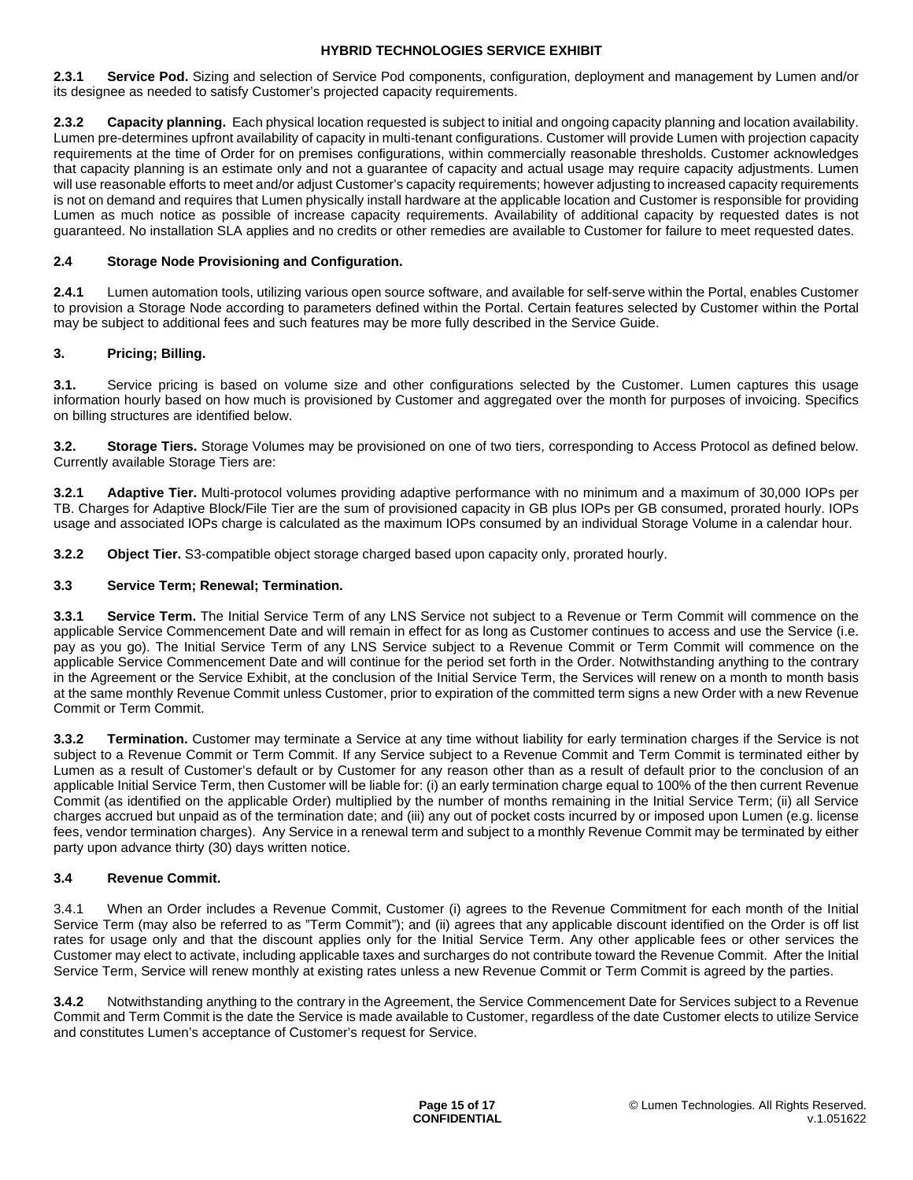**2.3.1 Service Pod.** Sizing and selection of Service Pod components, configuration, deployment and management by Lumen and/or its designee as needed to satisfy Customer's projected capacity requirements.

**2.3.2 Capacity planning.** Each physical location requested is subject to initial and ongoing capacity planning and location availability. Lumen pre-determines upfront availability of capacity in multi-tenant configurations. Customer will provide Lumen with projection capacity requirements at the time of Order for on premises configurations, within commercially reasonable thresholds. Customer acknowledges that capacity planning is an estimate only and not a guarantee of capacity and actual usage may require capacity adjustments. Lumen will use reasonable efforts to meet and/or adjust Customer's capacity requirements; however adjusting to increased capacity requirements is not on demand and requires that Lumen physically install hardware at the applicable location and Customer is responsible for providing Lumen as much notice as possible of increase capacity requirements. Availability of additional capacity by requested dates is not guaranteed. No installation SLA applies and no credits or other remedies are available to Customer for failure to meet requested dates.

**2.4 Storage Node Provisioning and Configuration.**

**2.4.1** Lumen automation tools, utilizing various open source software, and available for self-serve within the Portal, enables Customer to provision a Storage Node according to parameters defined within the Portal. Certain features selected by Customer within the Portal may be subject to additional fees and such features may be more fully described in the Service Guide.

**3. Pricing; Billing.**

**3.1.** Service pricing is based on volume size and other configurations selected by the Customer. Lumen captures this usage information hourly based on how much is provisioned by Customer and aggregated over the month for purposes of invoicing. Specifics on billing structures are identified below.

**3.2. Storage Tiers.** Storage Volumes may be provisioned on one of two tiers, corresponding to Access Protocol as defined below. Currently available Storage Tiers are:

**3.2.1 Adaptive Tier.** Multi-protocol volumes providing adaptive performance with no minimum and a maximum of 30,000 IOPs per TB. Charges for Adaptive Block/File Tier are the sum of provisioned capacity in GB plus IOPs per GB consumed, prorated hourly. IOPs usage and associated IOPs charge is calculated as the maximum IOPs consumed by an individual Storage Volume in a calendar hour.

**3.2.2 Object Tier.** S3-compatible object storage charged based upon capacity only, prorated hourly.

**3.3 Service Term; Renewal; Termination.**

**3.3.1 Service Term.** The Initial Service Term of any LNS Service not subject to a Revenue or Term Commit will commence on the applicable Service Commencement Date and will remain in effect for as long as Customer continues to access and use the Service (i.e. pay as you go). The Initial Service Term of any LNS Service subject to a Revenue Commit or Term Commit will commence on the applicable Service Commencement Date and will continue for the period set forth in the Order. Notwithstanding anything to the contrary in the Agreement or the Service Exhibit, at the conclusion of the Initial Service Term, the Services will renew on a month to month basis at the same monthly Revenue Commit unless Customer, prior to expiration of the committed term signs a new Order with a new Revenue Commit or Term Commit.

**3.3.2 Termination.** Customer may terminate a Service at any time without liability for early termination charges if the Service is not subject to a Revenue Commit or Term Commit. If any Service subject to a Revenue Commit and Term Commit is terminated either by Lumen as a result of Customer's default or by Customer for any reason other than as a result of default prior to the conclusion of an applicable Initial Service Term, then Customer will be liable for: (i) an early termination charge equal to 100% of the then current Revenue Commit (as identified on the applicable Order) multiplied by the number of months remaining in the Initial Service Term; (ii) all Service charges accrued but unpaid as of the termination date; and (iii) any out of pocket costs incurred by or imposed upon Lumen (e.g. license fees, vendor termination charges). Any Service in a renewal term and subject to a monthly Revenue Commit may be terminated by either party upon advance thirty (30) days written notice.

**3.4 Revenue Commit.**

3.4.1 When an Order includes a Revenue Commit, Customer (i) agrees to the Revenue Commitment for each month of the Initial Service Term (may also be referred to as "Term Commit"); and (ii) agrees that any applicable discount identified on the Order is off list rates for usage only and that the discount applies only for the Initial Service Term. Any other applicable fees or other services the Customer may elect to activate, including applicable taxes and surcharges do not contribute toward the Revenue Commit. After the Initial Service Term, Service will renew monthly at existing rates unless a new Revenue Commit or Term Commit is agreed by the parties.

**3.4.2** Notwithstanding anything to the contrary in the Agreement, the Service Commencement Date for Services subject to a Revenue Commit and Term Commit is the date the Service is made available to Customer, regardless of the date Customer elects to utilize Service and constitutes Lumen's acceptance of Customer's request for Service.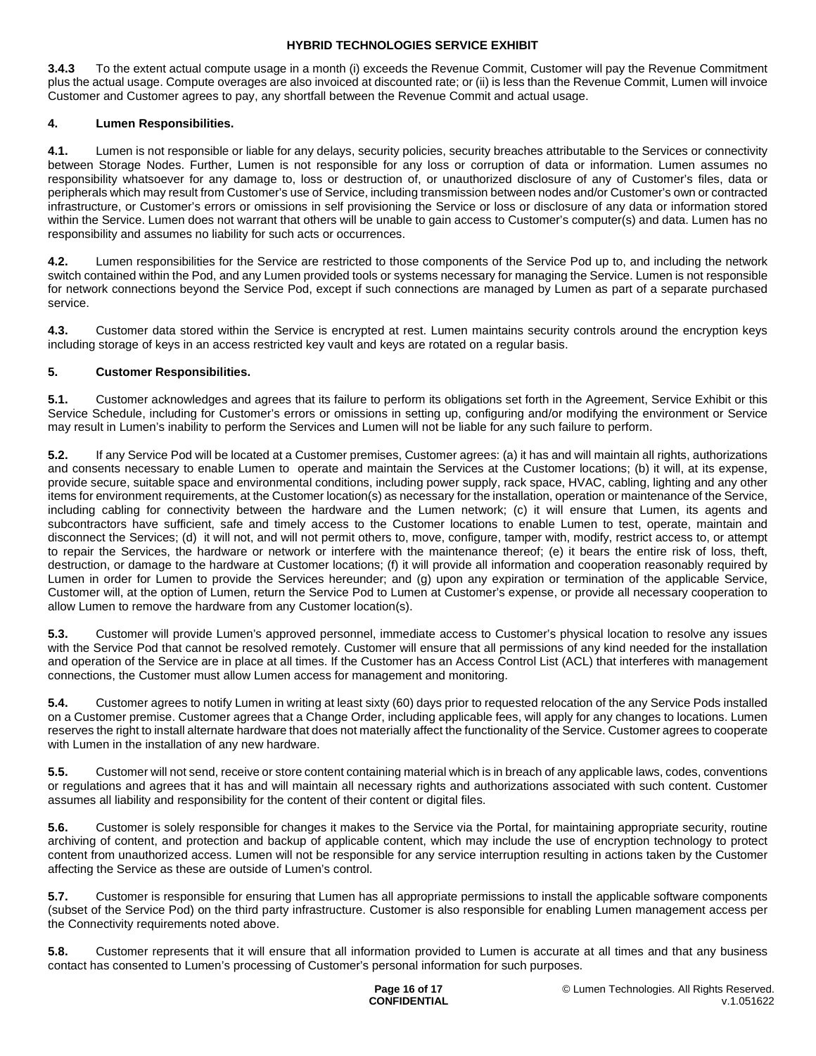**3.4.3** To the extent actual compute usage in a month (i) exceeds the Revenue Commit, Customer will pay the Revenue Commitment plus the actual usage. Compute overages are also invoiced at discounted rate; or (ii) is less than the Revenue Commit, Lumen will invoice Customer and Customer agrees to pay, any shortfall between the Revenue Commit and actual usage.

## 4. Lumen Responsibilities.

**4.1.** Lumen is not responsible or liable for any delays, security policies, security breaches attributable to the Services or connectivity between Storage Nodes. Further, Lumen is not responsible for any loss or corruption of data or information. Lumen assumes no responsibility whatsoever for any damage to, loss or destruction of, or unauthorized disclosure of any of Customer's files, data or peripherals which may result from Customer's use of Service, including transmission between nodes and/or Customer's own or contracted infrastructure, or Customer's errors or omissions in self provisioning the Service or loss or disclosure of any data or information stored within the Service. Lumen does not warrant that others will be unable to gain access to Customer's computer(s) and data. Lumen has no responsibility and assumes no liability for such acts or occurrences.

**4.2.** Lumen responsibilities for the Service are restricted to those components of the Service Pod up to, and including the network switch contained within the Pod, and any Lumen provided tools or systems necessary for managing the Service. Lumen is not responsible for network connections beyond the Service Pod, except if such connections are managed by Lumen as part of a separate purchased service.

**4.3.** Customer data stored within the Service is encrypted at rest. Lumen maintains security controls around the encryption keys including storage of keys in an access restricted key vault and keys are rotated on a regular basis.

## 5. Customer Responsibilities.

**5.1.** Customer acknowledges and agrees that its failure to perform its obligations set forth in the Agreement, Service Exhibit or this Service Schedule, including for Customer's errors or omissions in setting up, configuring and/or modifying the environment or Service may result in Lumen's inability to perform the Services and Lumen will not be liable for any such failure to perform.

**5.2.** If any Service Pod will be located at a Customer premises, Customer agrees: (a) it has and will maintain all rights, authorizations and consents necessary to enable Lumen to operate and maintain the Services at the Customer locations; (b) it will, at its expense, provide secure, suitable space and environmental conditions, including power supply, rack space, HVAC, cabling, lighting and any other items for environment requirements, at the Customer location(s) as necessary for the installation, operation or maintenance of the Service, including cabling for connectivity between the hardware and the Lumen network; (c) it will ensure that Lumen, its agents and subcontractors have sufficient, safe and timely access to the Customer locations to enable Lumen to test, operate, maintain and disconnect the Services; (d) it will not, and will not permit others to, move, configure, tamper with, modify, restrict access to, or attempt to repair the Services, the hardware or network or interfere with the maintenance thereof; (e) it bears the entire risk of loss, theft, destruction, or damage to the hardware at Customer locations; (f) it will provide all information and cooperation reasonably required by Lumen in order for Lumen to provide the Services hereunder; and (g) upon any expiration or termination of the applicable Service, Customer will, at the option of Lumen, return the Service Pod to Lumen at Customer's expense, or provide all necessary cooperation to allow Lumen to remove the hardware from any Customer location(s).

**5.3.** Customer will provide Lumen's approved personnel, immediate access to Customer's physical location to resolve any issues with the Service Pod that cannot be resolved remotely. Customer will ensure that all permissions of any kind needed for the installation and operation of the Service are in place at all times. If the Customer has an Access Control List (ACL) that interferes with management connections, the Customer must allow Lumen access for management and monitoring.

**5.4.** Customer agrees to notify Lumen in writing at least sixty (60) days prior to requested relocation of the any Service Pods installed on a Customer premise. Customer agrees that a Change Order, including applicable fees, will apply for any changes to locations. Lumen reserves the right to install alternate hardware that does not materially affect the functionality of the Service. Customer agrees to cooperate with Lumen in the installation of any new hardware.

**5.5.** Customer will not send, receive or store content containing material which is in breach of any applicable laws, codes, conventions or regulations and agrees that it has and will maintain all necessary rights and authorizations associated with such content. Customer assumes all liability and responsibility for the content of their content or digital files.

**5.6.** Customer is solely responsible for changes it makes to the Service via the Portal, for maintaining appropriate security, routine archiving of content, and protection and backup of applicable content, which may include the use of encryption technology to protect content from unauthorized access. Lumen will not be responsible for any service interruption resulting in actions taken by the Customer affecting the Service as these are outside of Lumen's control.

**5.7.** Customer is responsible for ensuring that Lumen has all appropriate permissions to install the applicable software components (subset of the Service Pod) on the third party infrastructure. Customer is also responsible for enabling Lumen management access per the Connectivity requirements noted above.

**5.8.** Customer represents that it will ensure that all information provided to Lumen is accurate at all times and that any business contact has consented to Lumen's processing of Customer's personal information for such purposes.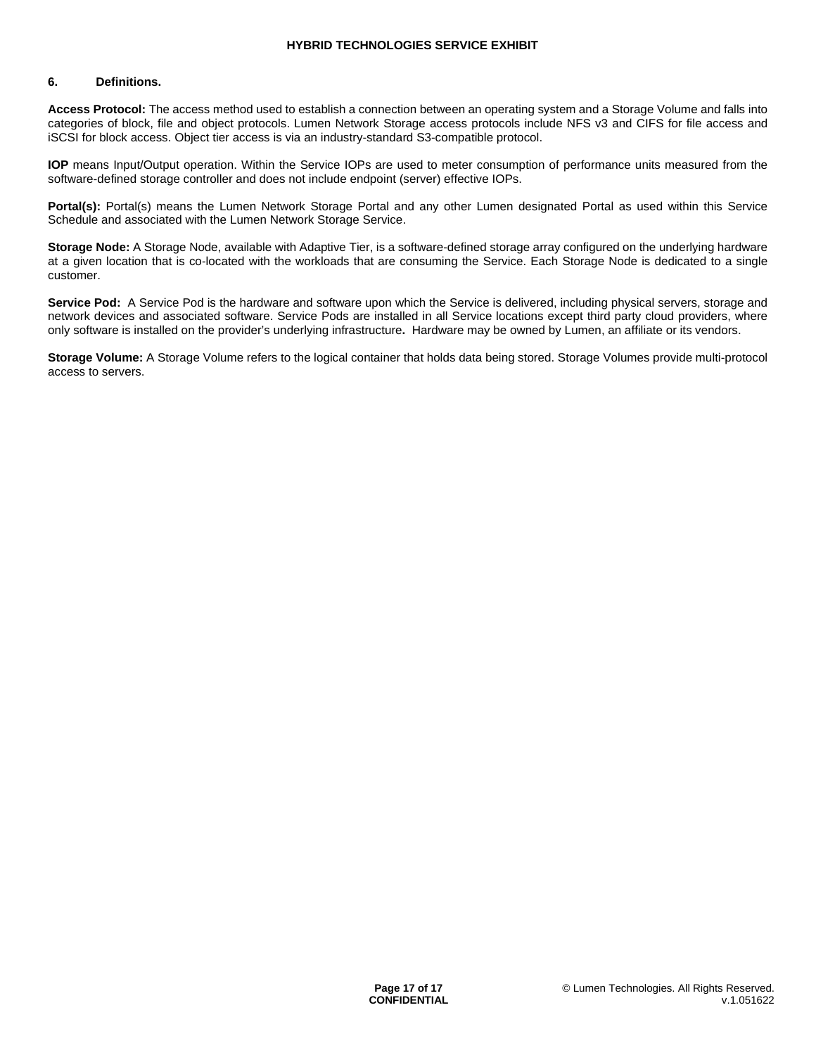## 6. Definitions.

**Access Protocol:** The access method used to establish a connection between an operating system and a Storage Volume and falls into categories of block, file and object protocols. Lumen Network Storage access protocols include NFS v3 and CIFS for file access and iSCSI for block access. Object tier access is via an industry-standard S3-compatible protocol.

**IOP** means Input/Output operation. Within the Service IOPs are used to meter consumption of performance units measured from the software-defined storage controller and does not include endpoint (server) effective IOPs.

**Portal(s):** Portal(s) means the Lumen Network Storage Portal and any other Lumen designated Portal as used within this Service Schedule and associated with the Lumen Network Storage Service.

**Storage Node:** A Storage Node, available with Adaptive Tier, is a software-defined storage array configured on the underlying hardware at a given location that is co-located with the workloads that are consuming the Service. Each Storage Node is dedicated to a single customer.

**Service Pod:** A Service Pod is the hardware and software upon which the Service is delivered, including physical servers, storage and network devices and associated software. Service Pods are installed in all Service locations except third party cloud providers, where only software is installed on the provider's underlying infrastructure**.** Hardware may be owned by Lumen, an affiliate or its vendors.

**Storage Volume:** A Storage Volume refers to the logical container that holds data being stored. Storage Volumes provide multi-protocol access to servers.